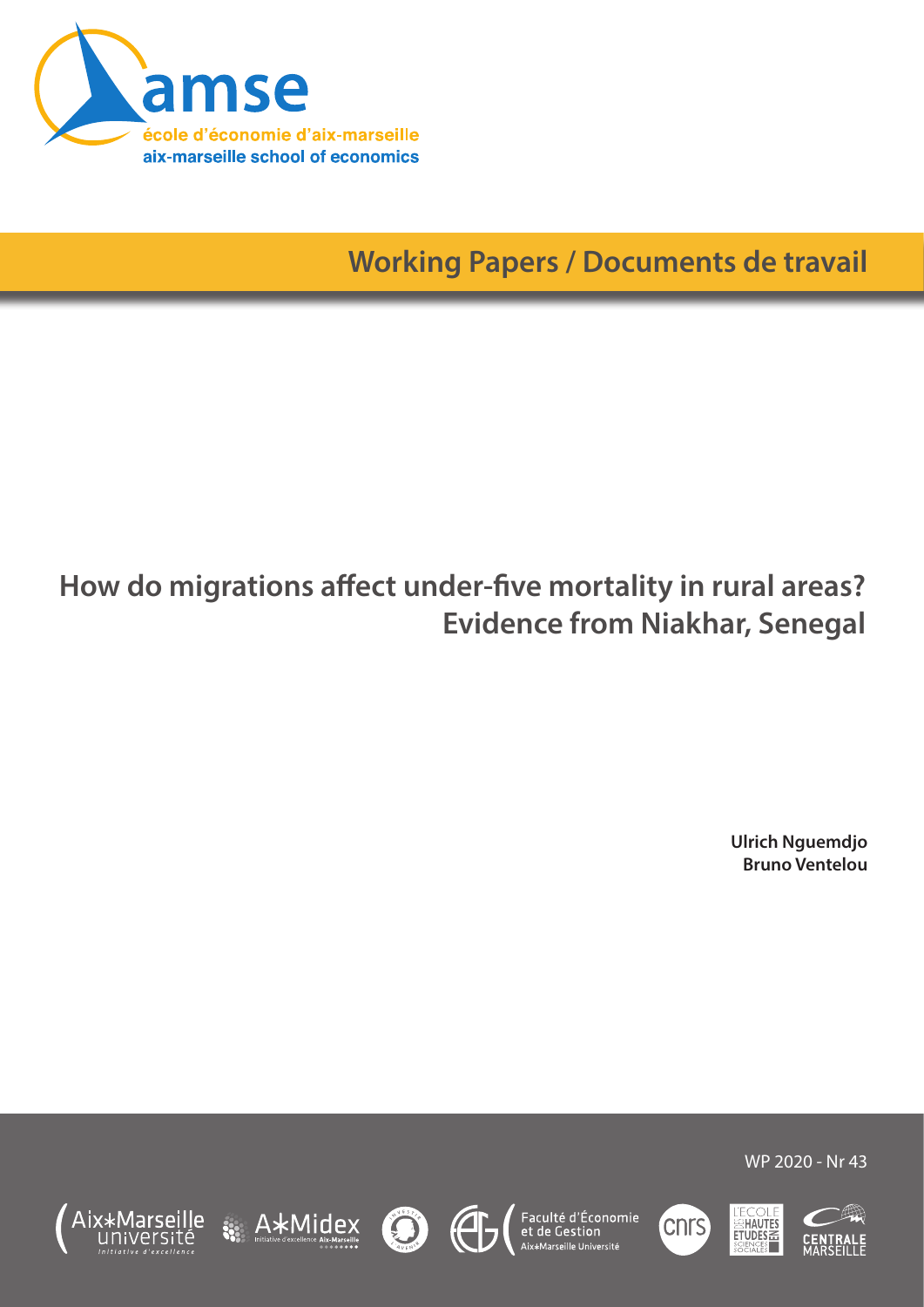amse

école d'économie d'aix-marseille

aix-marseille school of economics

Working Papers / Documents de travail

# How do migrations affect under-five mortality in rural areas? Evidence from Niakhar, Senegal

**Ulrich Nguemdjo**
**Bruno Ventelou**

WP 2020 - Nr 43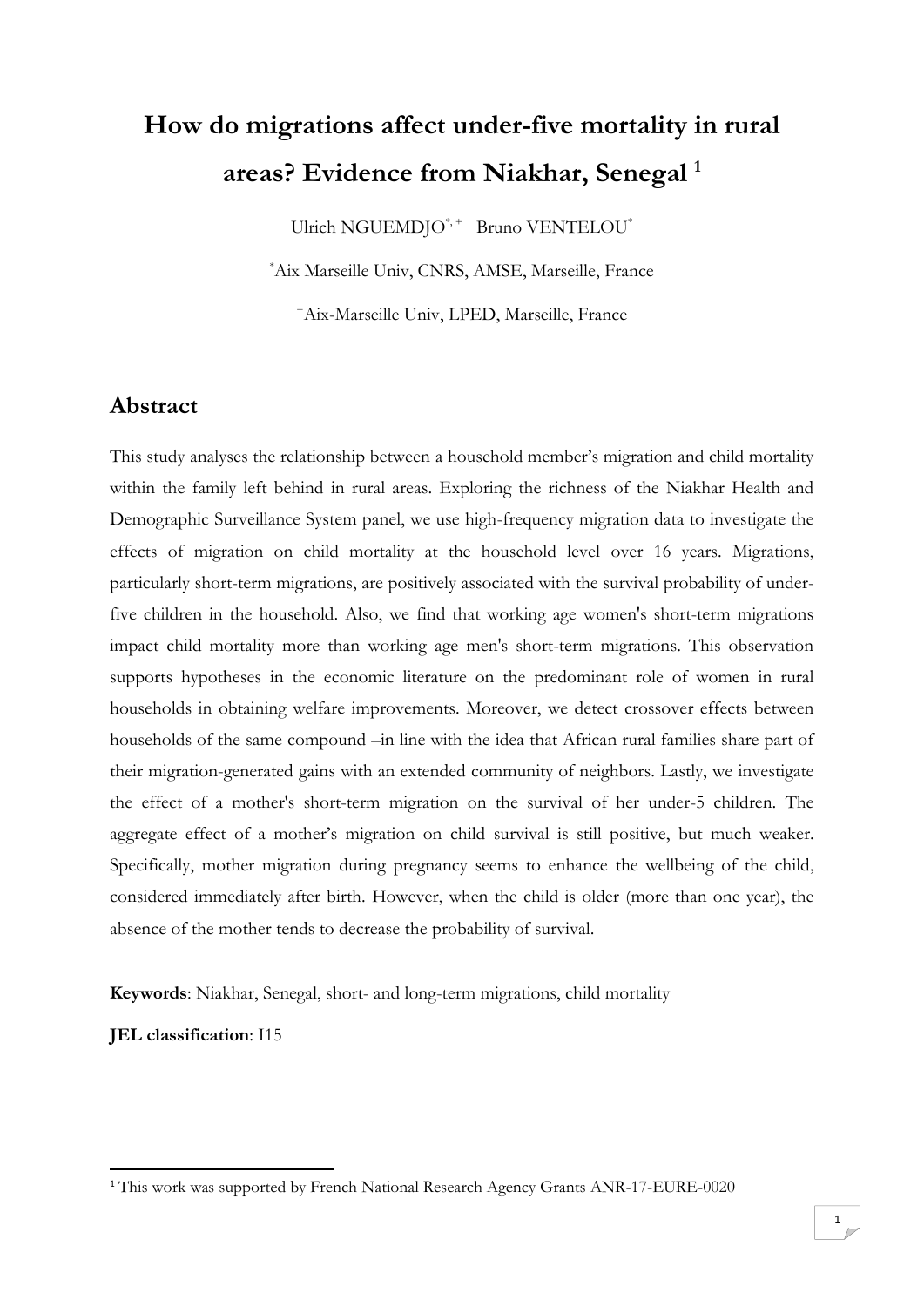# How do migrations affect under-five mortality in rural areas? Evidence from Niakhar, Senegal [1]

Ulrich NGUEMDJO[*, +] Bruno VENTELOU[*]

[*]Aix Marseille Univ, CNRS, AMSE, Marseille, France

[+]Aix-Marseille Univ, LPED, Marseille, France

## Abstract

This study analyses the relationship between a household member's migration and child mortality within the family left behind in rural areas. Exploring the richness of the Niakhar Health and Demographic Surveillance System panel, we use high-frequency migration data to investigate the effects of migration on child mortality at the household level over 16 years. Migrations, particularly short-term migrations, are positively associated with the survival probability of under-five children in the household. Also, we find that working age women's short-term migrations impact child mortality more than working age men's short-term migrations. This observation supports hypotheses in the economic literature on the predominant role of women in rural households in obtaining welfare improvements. Moreover, we detect crossover effects between households of the same compound –in line with the idea that African rural families share part of their migration-generated gains with an extended community of neighbors. Lastly, we investigate the effect of a mother's short-term migration on the survival of her under-5 children. The aggregate effect of a mother's migration on child survival is still positive, but much weaker. Specifically, mother migration during pregnancy seems to enhance the wellbeing of the child, considered immediately after birth. However, when the child is older (more than one year), the absence of the mother tends to decrease the probability of survival.

**Keywords**: Niakhar, Senegal, short- and long-term migrations, child mortality

**JEL classification**: I15

---

[1] This work was supported by French National Research Agency Grants ANR-17-EURE-0020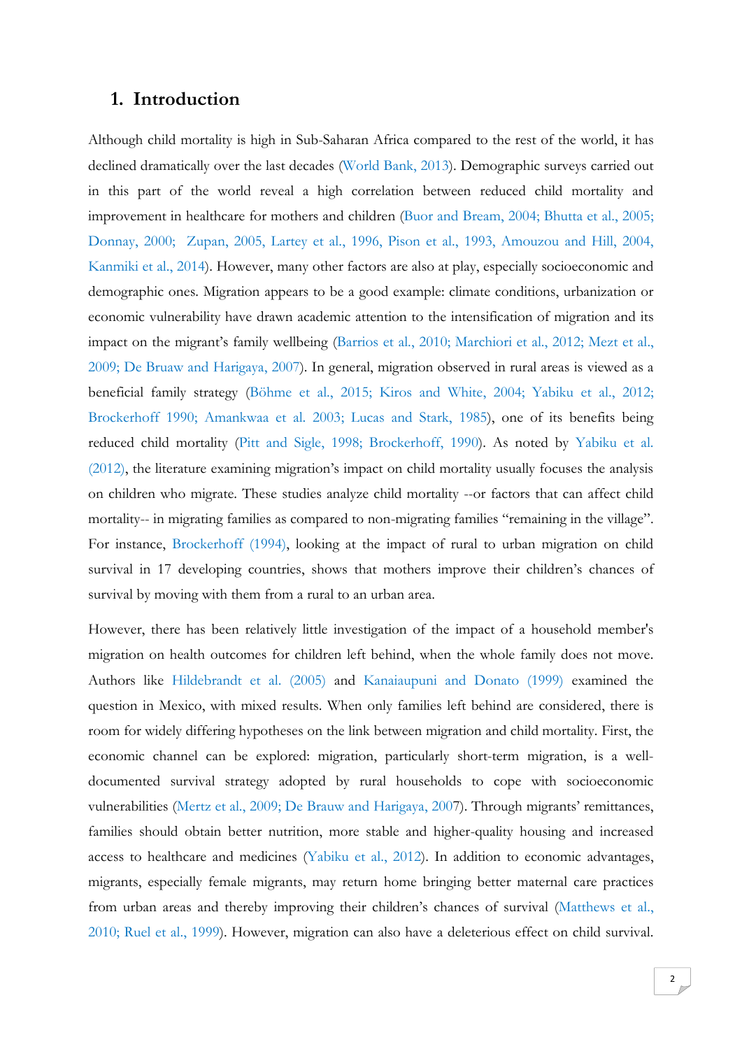# 1. Introduction

Although child mortality is high in Sub-Saharan Africa compared to the rest of the world, it has declined dramatically over the last decades (World Bank, 2013). Demographic surveys carried out in this part of the world reveal a high correlation between reduced child mortality and improvement in healthcare for mothers and children (Buor and Bream, 2004; Bhutta et al., 2005; Donnay, 2000; Zupan, 2005, Lartey et al., 1996, Pison et al., 1993, Amouzou and Hill, 2004, Kanmiki et al., 2014). However, many other factors are also at play, especially socioeconomic and demographic ones. Migration appears to be a good example: climate conditions, urbanization or economic vulnerability have drawn academic attention to the intensification of migration and its impact on the migrant's family wellbeing (Barrios et al., 2010; Marchiori et al., 2012; Mezt et al., 2009; De Bruaw and Harigaya, 2007). In general, migration observed in rural areas is viewed as a beneficial family strategy (Böhme et al., 2015; Kiros and White, 2004; Yabiku et al., 2012; Brockerhoff 1990; Amankwaa et al. 2003; Lucas and Stark, 1985), one of its benefits being reduced child mortality (Pitt and Sigle, 1998; Brockerhoff, 1990). As noted by Yabiku et al. (2012), the literature examining migration's impact on child mortality usually focuses the analysis on children who migrate. These studies analyze child mortality --or factors that can affect child mortality-- in migrating families as compared to non-migrating families "remaining in the village". For instance, Brockerhoff (1994), looking at the impact of rural to urban migration on child survival in 17 developing countries, shows that mothers improve their children's chances of survival by moving with them from a rural to an urban area.

However, there has been relatively little investigation of the impact of a household member's migration on health outcomes for children left behind, when the whole family does not move. Authors like Hildebrandt et al. (2005) and Kanaiaupuni and Donato (1999) examined the question in Mexico, with mixed results. When only families left behind are considered, there is room for widely differing hypotheses on the link between migration and child mortality. First, the economic channel can be explored: migration, particularly short-term migration, is a well-documented survival strategy adopted by rural households to cope with socioeconomic vulnerabilities (Mertz et al., 2009; De Brauw and Harigaya, 2007). Through migrants' remittances, families should obtain better nutrition, more stable and higher-quality housing and increased access to healthcare and medicines (Yabiku et al., 2012). In addition to economic advantages, migrants, especially female migrants, may return home bringing better maternal care practices from urban areas and thereby improving their children's chances of survival (Matthews et al., 2010; Ruel et al., 1999). However, migration can also have a deleterious effect on child survival.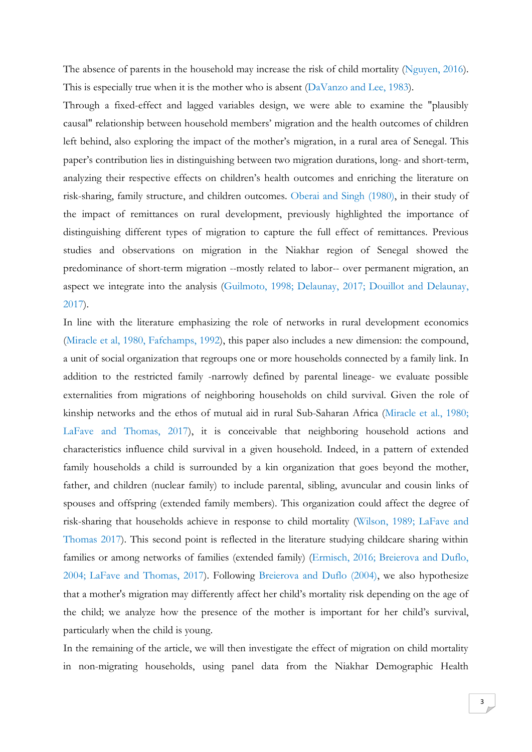The absence of parents in the household may increase the risk of child mortality (Nguyen, 2016). This is especially true when it is the mother who is absent (DaVanzo and Lee, 1983).

Through a fixed-effect and lagged variables design, we were able to examine the "plausibly causal" relationship between household members' migration and the health outcomes of children left behind, also exploring the impact of the mother's migration, in a rural area of Senegal. This paper's contribution lies in distinguishing between two migration durations, long- and short-term, analyzing their respective effects on children's health outcomes and enriching the literature on risk-sharing, family structure, and children outcomes. Oberai and Singh (1980), in their study of the impact of remittances on rural development, previously highlighted the importance of distinguishing different types of migration to capture the full effect of remittances. Previous studies and observations on migration in the Niakhar region of Senegal showed the predominance of short-term migration --mostly related to labor-- over permanent migration, an aspect we integrate into the analysis (Guilmoto, 1998; Delaunay, 2017; Douillot and Delaunay, 2017).

In line with the literature emphasizing the role of networks in rural development economics (Miracle et al, 1980, Fafchamps, 1992), this paper also includes a new dimension: the compound, a unit of social organization that regroups one or more households connected by a family link. In addition to the restricted family -narrowly defined by parental lineage- we evaluate possible externalities from migrations of neighboring households on child survival. Given the role of kinship networks and the ethos of mutual aid in rural Sub-Saharan Africa (Miracle et al., 1980; LaFave and Thomas, 2017), it is conceivable that neighboring household actions and characteristics influence child survival in a given household. Indeed, in a pattern of extended family households a child is surrounded by a kin organization that goes beyond the mother, father, and children (nuclear family) to include parental, sibling, avuncular and cousin links of spouses and offspring (extended family members). This organization could affect the degree of risk-sharing that households achieve in response to child mortality (Wilson, 1989; LaFave and Thomas 2017). This second point is reflected in the literature studying childcare sharing within families or among networks of families (extended family) (Ermisch, 2016; Breierova and Duflo, 2004; LaFave and Thomas, 2017). Following Breierova and Duflo (2004), we also hypothesize that a mother's migration may differently affect her child's mortality risk depending on the age of the child; we analyze how the presence of the mother is important for her child's survival, particularly when the child is young.

In the remaining of the article, we will then investigate the effect of migration on child mortality in non-migrating households, using panel data from the Niakhar Demographic Health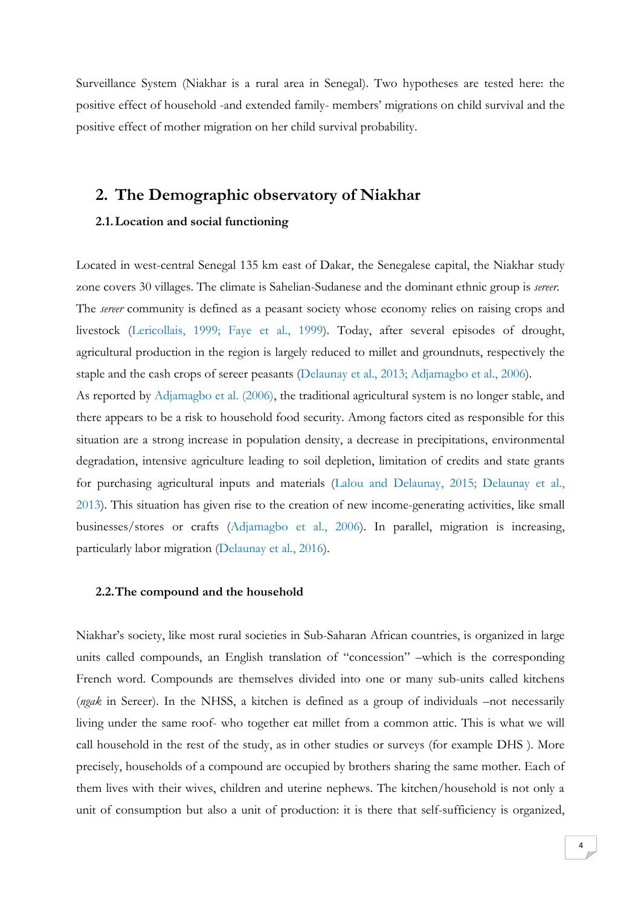Surveillance System (Niakhar is a rural area in Senegal). Two hypotheses are tested here: the positive effect of household -and extended family- members' migrations on child survival and the positive effect of mother migration on her child survival probability.

## 2. The Demographic observatory of Niakhar

### 2.1. Location and social functioning

Located in west-central Senegal 135 km east of Dakar, the Senegalese capital, the Niakhar study zone covers 30 villages. The climate is Sahelian-Sudanese and the dominant ethnic group is *sereer*. The *sereer* community is defined as a peasant society whose economy relies on raising crops and livestock (Lericollais, 1999; Faye et al., 1999). Today, after several episodes of drought, agricultural production in the region is largely reduced to millet and groundnuts, respectively the staple and the cash crops of sereer peasants (Delaunay et al., 2013; Adjamagbo et al., 2006).

As reported by Adjamagbo et al. (2006), the traditional agricultural system is no longer stable, and there appears to be a risk to household food security. Among factors cited as responsible for this situation are a strong increase in population density, a decrease in precipitations, environmental degradation, intensive agriculture leading to soil depletion, limitation of credits and state grants for purchasing agricultural inputs and materials (Lalou and Delaunay, 2015; Delaunay et al., 2013). This situation has given rise to the creation of new income-generating activities, like small businesses/stores or crafts (Adjamagbo et al., 2006). In parallel, migration is increasing, particularly labor migration (Delaunay et al., 2016).

### 2.2. The compound and the household

Niakhar's society, like most rural societies in Sub-Saharan African countries, is organized in large units called compounds, an English translation of "concession" –which is the corresponding French word. Compounds are themselves divided into one or many sub-units called kitchens (*ngak* in Sereer). In the NHSS, a kitchen is defined as a group of individuals –not necessarily living under the same roof- who together eat millet from a common attic. This is what we will call household in the rest of the study, as in other studies or surveys (for example DHS ). More precisely, households of a compound are occupied by brothers sharing the same mother. Each of them lives with their wives, children and uterine nephews. The kitchen/household is not only a unit of consumption but also a unit of production: it is there that self-sufficiency is organized,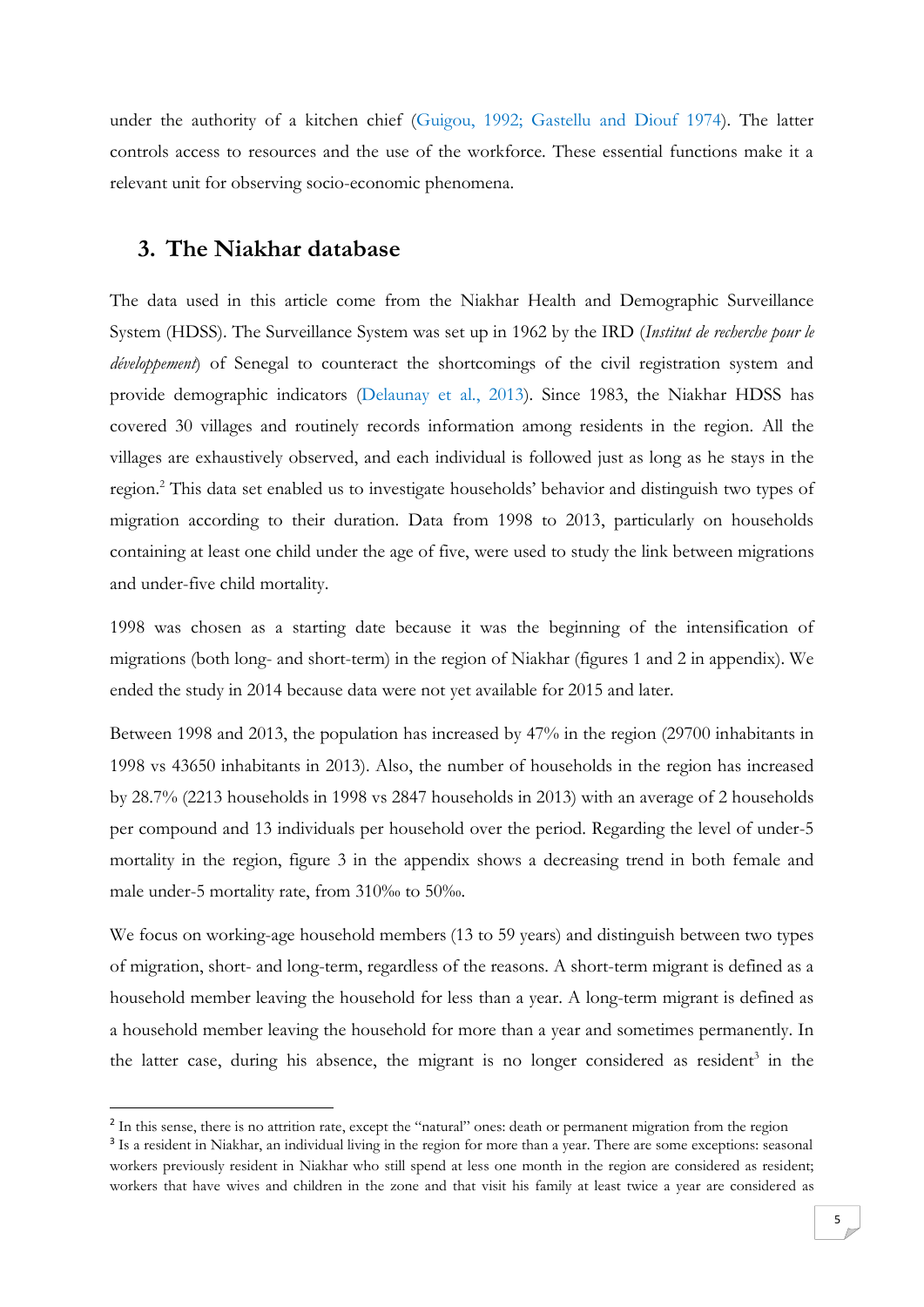under the authority of a kitchen chief (Guigou, 1992; Gastellu and Diouf 1974). The latter controls access to resources and the use of the workforce. These essential functions make it a relevant unit for observing socio-economic phenomena.

## 3. The Niakhar database

The data used in this article come from the Niakhar Health and Demographic Surveillance System (HDSS). The Surveillance System was set up in 1962 by the IRD (*Institut de recherche pour le développement*) of Senegal to counteract the shortcomings of the civil registration system and provide demographic indicators (Delaunay et al., 2013). Since 1983, the Niakhar HDSS has covered 30 villages and routinely records information among residents in the region. All the villages are exhaustively observed, and each individual is followed just as long as he stays in the region.[2] This data set enabled us to investigate households' behavior and distinguish two types of migration according to their duration. Data from 1998 to 2013, particularly on households containing at least one child under the age of five, were used to study the link between migrations and under-five child mortality.

1998 was chosen as a starting date because it was the beginning of the intensification of migrations (both long- and short-term) in the region of Niakhar (figures 1 and 2 in appendix). We ended the study in 2014 because data were not yet available for 2015 and later.

Between 1998 and 2013, the population has increased by 47% in the region (29700 inhabitants in 1998 vs 43650 inhabitants in 2013). Also, the number of households in the region has increased by 28.7% (2213 households in 1998 vs 2847 households in 2013) with an average of 2 households per compound and 13 individuals per household over the period. Regarding the level of under-5 mortality in the region, figure 3 in the appendix shows a decreasing trend in both female and male under-5 mortality rate, from 310‰ to 50‰.

We focus on working-age household members (13 to 59 years) and distinguish between two types of migration, short- and long-term, regardless of the reasons. A short-term migrant is defined as a household member leaving the household for less than a year. A long-term migrant is defined as a household member leaving the household for more than a year and sometimes permanently. In the latter case, during his absence, the migrant is no longer considered as resident[3] in the

---

[2] In this sense, there is no attrition rate, except the "natural" ones: death or permanent migration from the region

[3] Is a resident in Niakhar, an individual living in the region for more than a year. There are some exceptions: seasonal workers previously resident in Niakhar who still spend at less one month in the region are considered as resident; workers that have wives and children in the zone and that visit his family at least twice a year are considered as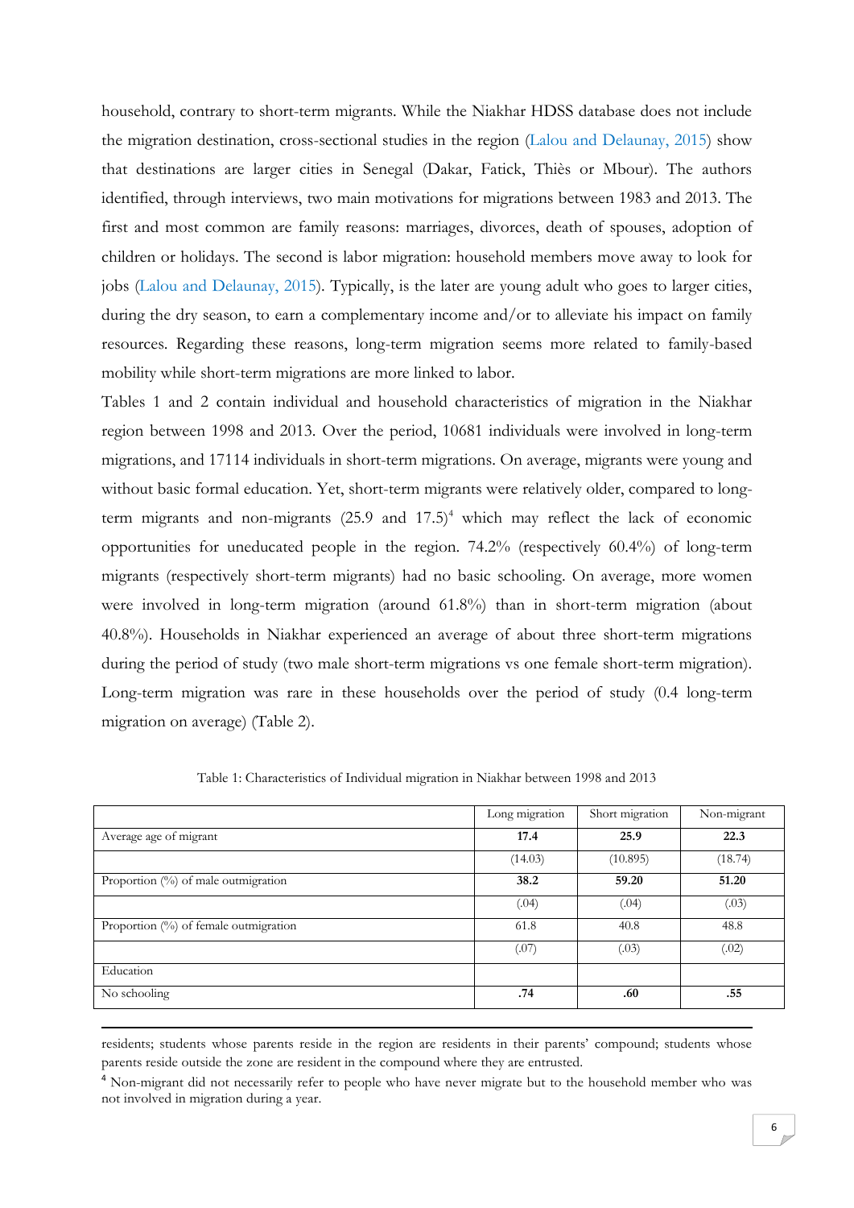household, contrary to short-term migrants. While the Niakhar HDSS database does not include the migration destination, cross-sectional studies in the region (Lalou and Delaunay, 2015) show that destinations are larger cities in Senegal (Dakar, Fatick, Thiès or Mbour). The authors identified, through interviews, two main motivations for migrations between 1983 and 2013. The first and most common are family reasons: marriages, divorces, death of spouses, adoption of children or holidays. The second is labor migration: household members move away to look for jobs (Lalou and Delaunay, 2015). Typically, is the later are young adult who goes to larger cities, during the dry season, to earn a complementary income and/or to alleviate his impact on family resources. Regarding these reasons, long-term migration seems more related to family-based mobility while short-term migrations are more linked to labor.

Tables 1 and 2 contain individual and household characteristics of migration in the Niakhar region between 1998 and 2013. Over the period, 10681 individuals were involved in long-term migrations, and 17114 individuals in short-term migrations. On average, migrants were young and without basic formal education. Yet, short-term migrants were relatively older, compared to long-term migrants and non-migrants (25.9 and 17.5)[4] which may reflect the lack of economic opportunities for uneducated people in the region. 74.2% (respectively 60.4%) of long-term migrants (respectively short-term migrants) had no basic schooling. On average, more women were involved in long-term migration (around 61.8%) than in short-term migration (about 40.8%). Households in Niakhar experienced an average of about three short-term migrations during the period of study (two male short-term migrations vs one female short-term migration). Long-term migration was rare in these households over the period of study (0.4 long-term migration on average) (Table 2).

Table 1: Characteristics of Individual migration in Niakhar between 1998 and 2013

| | Long migration | Short migration | Non-migrant |
|---|---|---|---|
| Average age of migrant | **17.4** | **25.9** | **22.3** |
| | (14.03) | (10.895) | (18.74) |
| Proportion (%) of male outmigration | **38.2** | **59.20** | **51.20** |
| | (.04) | (.04) | (.03) |
| Proportion (%) of female outmigration | 61.8 | 40.8 | 48.8 |
| | (.07) | (.03) | (.02) |
| Education | | | |
| No schooling | **.74** | **.60** | **.55** |

residents; students whose parents reside in the region are residents in their parents' compound; students whose parents reside outside the zone are resident in the compound where they are entrusted.

[4] Non-migrant did not necessarily refer to people who have never migrate but to the household member who was not involved in migration during a year.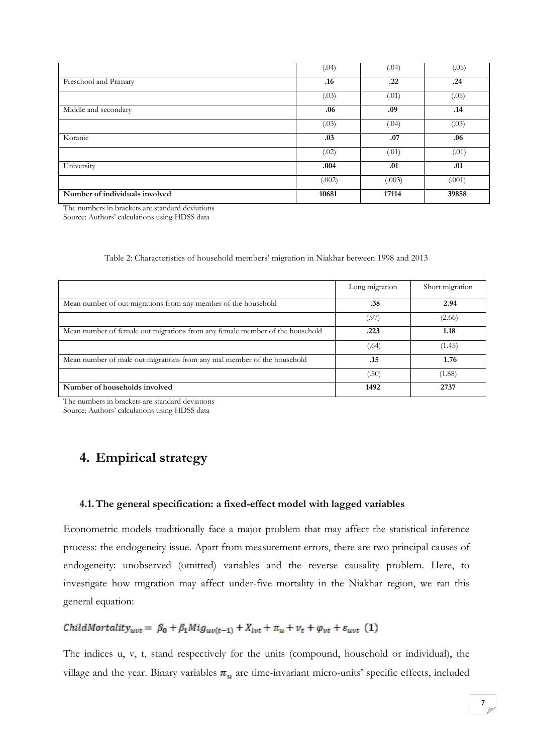| | | | |
|---|---|---|---|
| | (.04) | (.04) | (.05) |
| Preschool and Primary | **.16** | **.22** | **.24** |
| | (.03) | (.01) | (.05) |
| Middle and secondary | **.06** | **.09** | **.14** |
| | (.03) | (.04) | (.03) |
| Koranic | **.03** | **.07** | **.06** |
| | (.02) | (.01) | (.01) |
| University | **.004** | **.01** | **.01** |
| | (.002) | (.003) | (.001) |
| **Number of individuals involved** | **10681** | **17114** | **39858** |

The numbers in brackets are standard deviations
Source: Authors' calculations using HDSS data

Table 2: Characteristics of household members' migration in Niakhar between 1998 and 2013

| | Long migration | Short migration |
|---|---|---|
| Mean number of out migrations from any member of the household | **.38** | **2.94** |
| | (.97) | (2.66) |
| Mean number of female out migrations from any female member of the household | **.223** | **1.18** |
| | (.64) | (1.45) |
| Mean number of male out migrations from any mal member of the household | **.15** | **1.76** |
| | (.50) | (1.88) |
| **Number of households involved** | **1492** | **2737** |

The numbers in brackets are standard deviations
Source: Authors' calculations using HDSS data

# 4. Empirical strategy

## 4.1. The general specification: a fixed-effect model with lagged variables

Econometric models traditionally face a major problem that may affect the statistical inference process: the endogeneity issue. Apart from measurement errors, there are two principal causes of endogeneity: unobserved (omitted) variables and the reverse causality problem. Here, to investigate how migration may affect under-five mortality in the Niakhar region, we ran this general equation:

$$ChildMortality_{uvt} = \beta_0 + \beta_1 Mig_{uv(t-1)} + X_{ivt} + \pi_u + v_t + \varphi_{vt} + \varepsilon_{uvt} \quad \textbf{(1)}$$

The indices u, v, t, stand respectively for the units (compound, household or individual), the village and the year. Binary variables $\pi_u$ are time-invariant micro-units' specific effects, included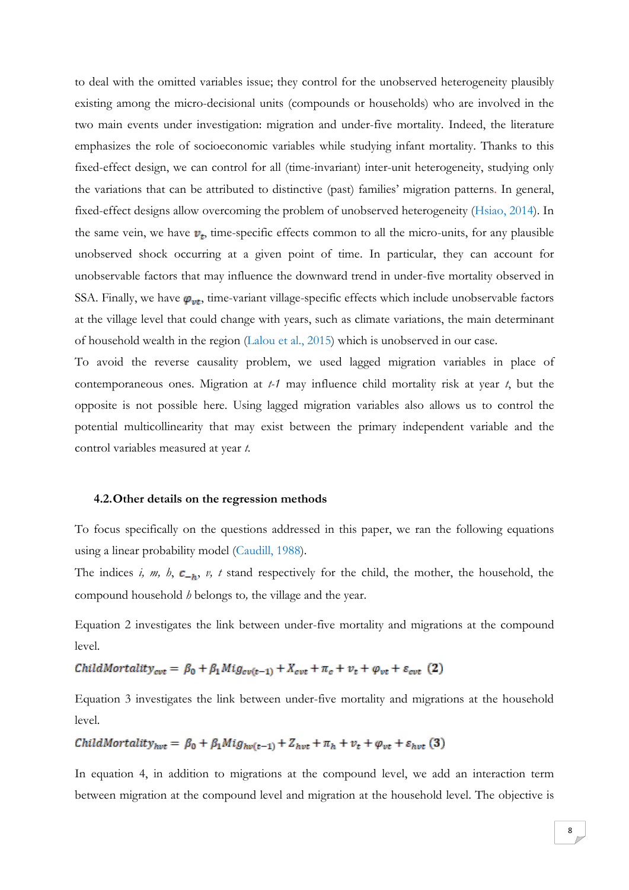to deal with the omitted variables issue; they control for the unobserved heterogeneity plausibly existing among the micro-decisional units (compounds or households) who are involved in the two main events under investigation: migration and under-five mortality. Indeed, the literature emphasizes the role of socioeconomic variables while studying infant mortality. Thanks to this fixed-effect design, we can control for all (time-invariant) inter-unit heterogeneity, studying only the variations that can be attributed to distinctive (past) families' migration patterns. In general, fixed-effect designs allow overcoming the problem of unobserved heterogeneity (Hsiao, 2014). In the same vein, we have $v_t$, time-specific effects common to all the micro-units, for any plausible unobserved shock occurring at a given point of time. In particular, they can account for unobservable factors that may influence the downward trend in under-five mortality observed in SSA. Finally, we have $\varphi_{vt}$, time-variant village-specific effects which include unobservable factors at the village level that could change with years, such as climate variations, the main determinant of household wealth in the region (Lalou et al., 2015) which is unobserved in our case.

To avoid the reverse causality problem, we used lagged migration variables in place of contemporaneous ones. Migration at *t-1* may influence child mortality risk at year *t*, but the opposite is not possible here. Using lagged migration variables also allows us to control the potential multicollinearity that may exist between the primary independent variable and the control variables measured at year *t*.

## 4.2. Other details on the regression methods

To focus specifically on the questions addressed in this paper, we ran the following equations using a linear probability model (Caudill, 1988).

The indices *i, m, h*, $c_{-h}$, *v, t* stand respectively for the child, the mother, the household, the compound household *h* belongs to, the village and the year.

Equation 2 investigates the link between under-five mortality and migrations at the compound level.

$$ChildMortality_{cvt} = \beta_0 + \beta_1 Mig_{cv(t-1)} + X_{cvt} + \pi_c + v_t + \varphi_{vt} + \varepsilon_{cvt} \quad (2)$$

Equation 3 investigates the link between under-five mortality and migrations at the household level.

$$ChildMortality_{hvt} = \beta_0 + \beta_1 Mig_{hv(t-1)} + Z_{hvt} + \pi_h + v_t + \varphi_{vt} + \varepsilon_{hvt} \quad (3)$$

In equation 4, in addition to migrations at the compound level, we add an interaction term between migration at the compound level and migration at the household level. The objective is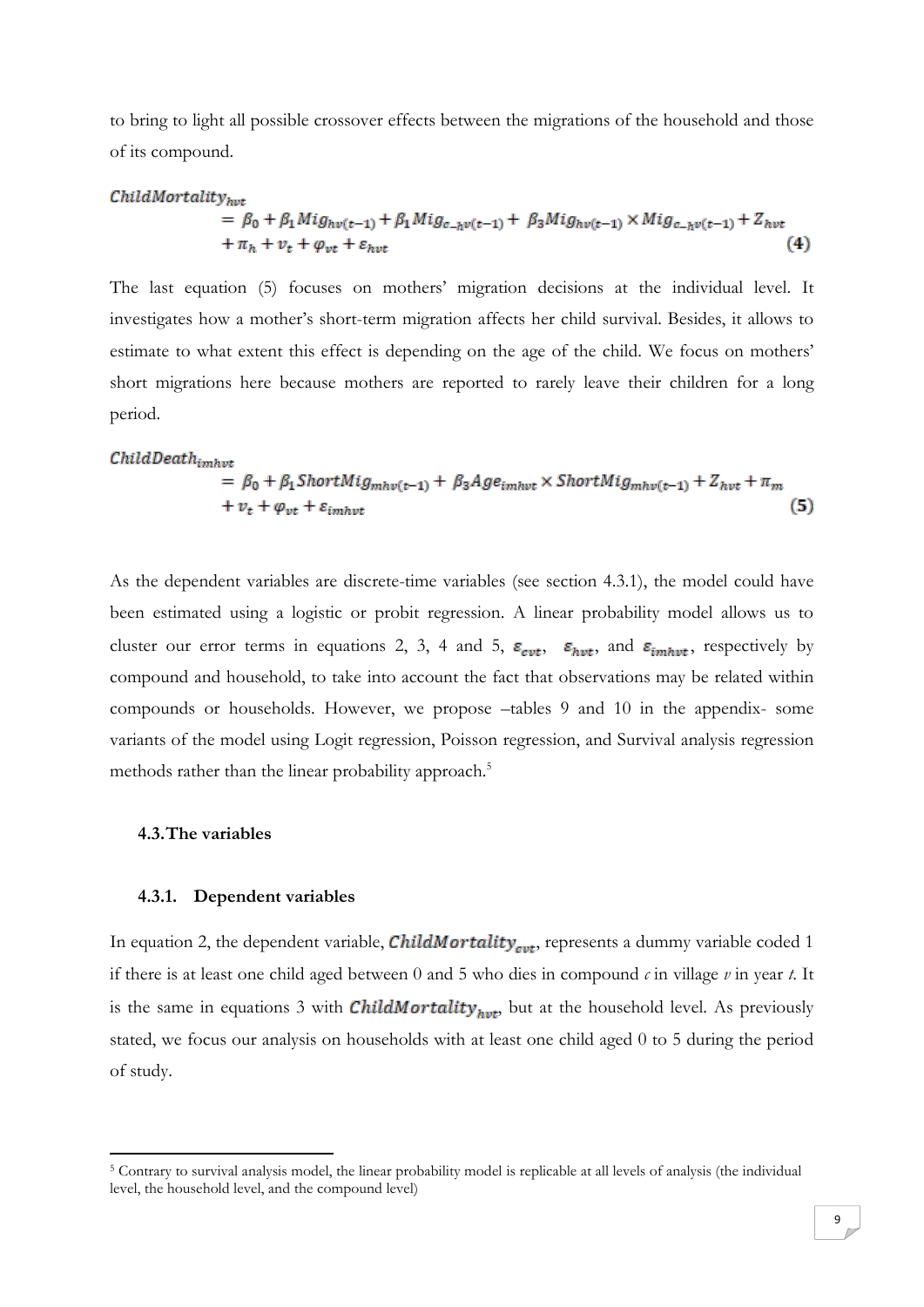to bring to light all possible crossover effects between the migrations of the household and those of its compound.

$$
\begin{aligned}
ChildMortality_{hvt} &= \beta_0 + \beta_1 Mig_{hv(t-1)} + \beta_1 Mig_{c\_hv(t-1)} + \beta_3 Mig_{hv(t-1)} \times Mig_{c\_hv(t-1)} + Z_{hvt} \\
&\quad + \pi_h + v_t + \varphi_{vt} + \varepsilon_{hvt} \qquad (4)
\end{aligned}
$$

The last equation (5) focuses on mothers' migration decisions at the individual level. It investigates how a mother's short-term migration affects her child survival. Besides, it allows to estimate to what extent this effect is depending on the age of the child. We focus on mothers' short migrations here because mothers are reported to rarely leave their children for a long period.

$$
\begin{aligned}
ChildDeath_{imhvt} &= \beta_0 + \beta_1 ShortMig_{mhv(t-1)} + \beta_3 Age_{imhvt} \times ShortMig_{mhv(t-1)} + Z_{hvt} + \pi_m \\
&\quad + v_t + \varphi_{vt} + \varepsilon_{imhvt} \qquad (5)
\end{aligned}
$$

As the dependent variables are discrete-time variables (see section 4.3.1), the model could have been estimated using a logistic or probit regression. A linear probability model allows us to cluster our error terms in equations 2, 3, 4 and 5, $\varepsilon_{cvt}$, $\varepsilon_{hvt}$, and $\varepsilon_{imhvt}$, respectively by compound and household, to take into account the fact that observations may be related within compounds or households. However, we propose –tables 9 and 10 in the appendix- some variants of the model using Logit regression, Poisson regression, and Survival analysis regression methods rather than the linear probability approach.[5]

### 4.3. The variables

#### 4.3.1. Dependent variables

In equation 2, the dependent variable, $ChildMortality_{cvt}$, represents a dummy variable coded 1 if there is at least one child aged between 0 and 5 who dies in compound *c* in village *v* in year *t*. It is the same in equations 3 with $ChildMortality_{hvt}$, but at the household level. As previously stated, we focus our analysis on households with at least one child aged 0 to 5 during the period of study.

[5] Contrary to survival analysis model, the linear probability model is replicable at all levels of analysis (the individual level, the household level, and the compound level)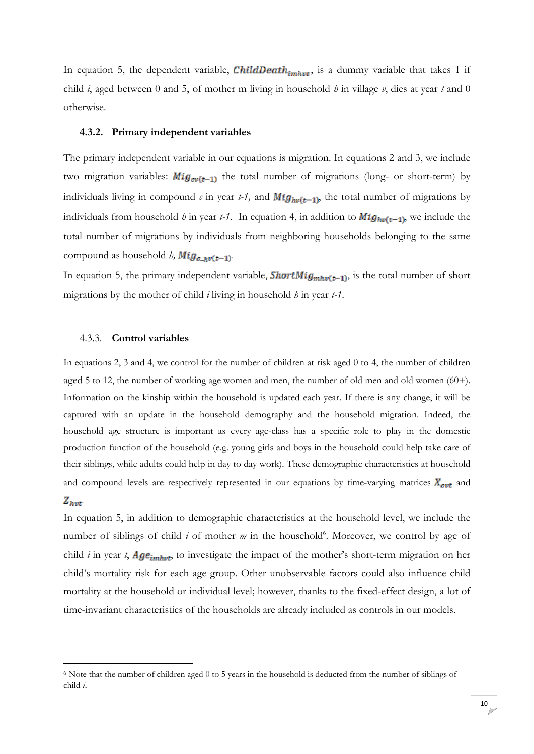In equation 5, the dependent variable, $\boldsymbol{ChildDeath_{imhvt}}$, is a dummy variable that takes 1 if child *i*, aged between 0 and 5, of mother m living in household *h* in village *v*, dies at year *t* and 0 otherwise.

### 4.3.2. Primary independent variables

The primary independent variable in our equations is migration. In equations 2 and 3, we include two migration variables: $\boldsymbol{Mig_{cv(t-1)}}$ the total number of migrations (long- or short-term) by individuals living in compound *c* in year *t-1,* and $\boldsymbol{Mig_{hv(t-1)}}$, the total number of migrations by individuals from household *h* in year *t-1*. In equation 4, in addition to $\boldsymbol{Mig_{hv(t-1)}}$, we include the total number of migrations by individuals from neighboring households belonging to the same compound as household *h,* $\boldsymbol{Mig_{c\_hv(t-1)}}$.

In equation 5, the primary independent variable, $\boldsymbol{ShortMig_{mhv(t-1)}}$, is the total number of short migrations by the mother of child *i* living in household *h* in year *t-1*.

### 4.3.3. Control variables

In equations 2, 3 and 4, we control for the number of children at risk aged 0 to 4, the number of children aged 5 to 12, the number of working age women and men, the number of old men and old women (60+). Information on the kinship within the household is updated each year. If there is any change, it will be captured with an update in the household demography and the household migration. Indeed, the household age structure is important as every age-class has a specific role to play in the domestic production function of the household (e.g. young girls and boys in the household could help take care of their siblings, while adults could help in day to day work). These demographic characteristics at household and compound levels are respectively represented in our equations by time-varying matrices $\boldsymbol{X_{cvt}}$ and $\boldsymbol{Z_{hvt}}$.

In equation 5, in addition to demographic characteristics at the household level, we include the number of siblings of child *i* of mother *m* in the household[6]. Moreover, we control by age of child *i* in year *t*, $\boldsymbol{Age_{imhvt}}$, to investigate the impact of the mother's short-term migration on her child's mortality risk for each age group. Other unobservable factors could also influence child mortality at the household or individual level; however, thanks to the fixed-effect design, a lot of time-invariant characteristics of the households are already included as controls in our models.

[6] Note that the number of children aged 0 to 5 years in the household is deducted from the number of siblings of child *i*.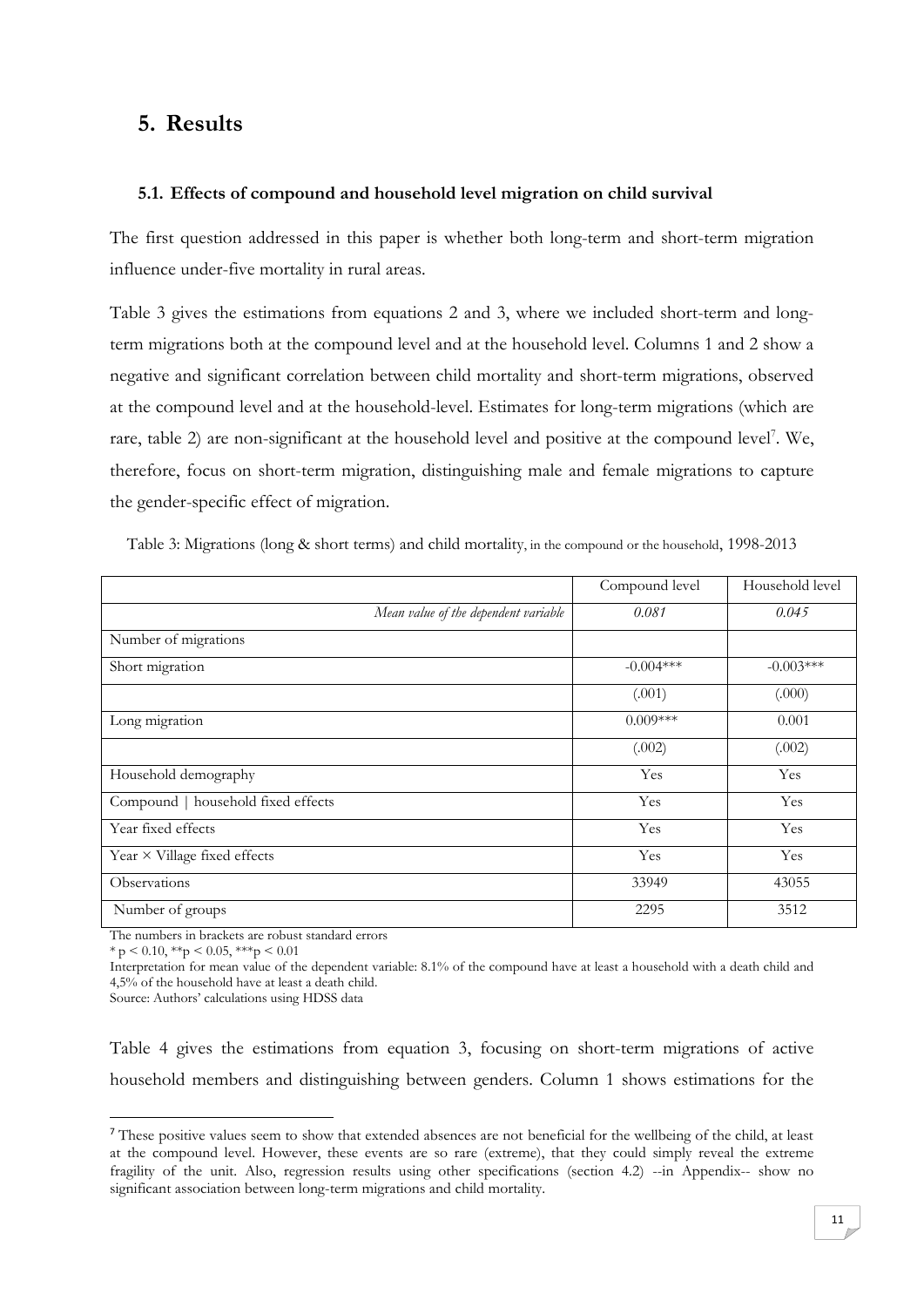# 5. Results

## 5.1. Effects of compound and household level migration on child survival

The first question addressed in this paper is whether both long-term and short-term migration influence under-five mortality in rural areas.

Table 3 gives the estimations from equations 2 and 3, where we included short-term and long-term migrations both at the compound level and at the household level. Columns 1 and 2 show a negative and significant correlation between child mortality and short-term migrations, observed at the compound level and at the household-level. Estimates for long-term migrations (which are rare, table 2) are non-significant at the household level and positive at the compound level[7]. We, therefore, focus on short-term migration, distinguishing male and female migrations to capture the gender-specific effect of migration.

Table 3: Migrations (long & short terms) and child mortality, in the compound or the household, 1998-2013

| | Compound level | Household level |
|---|---|---|
| *Mean value of the dependent variable* | *0.081* | *0.045* |
| Number of migrations | | |
| Short migration | -0.004*** | -0.003*** |
| | (.001) | (.000) |
| Long migration | 0.009*** | 0.001 |
| | (.002) | (.002) |
| Household demography | Yes | Yes |
| Compound \| household fixed effects | Yes | Yes |
| Year fixed effects | Yes | Yes |
| Year × Village fixed effects | Yes | Yes |
| Observations | 33949 | 43055 |
| Number of groups | 2295 | 3512 |

The numbers in brackets are robust standard errors

* $p < 0.10$, ** $p < 0.05$, *** $p < 0.01$

Interpretation for mean value of the dependent variable: 8.1% of the compound have at least a household with a death child and 4,5% of the household have at least a death child.

Source: Authors' calculations using HDSS data

Table 4 gives the estimations from equation 3, focusing on short-term migrations of active household members and distinguishing between genders. Column 1 shows estimations for the

[7] These positive values seem to show that extended absences are not beneficial for the wellbeing of the child, at least at the compound level. However, these events are so rare (extreme), that they could simply reveal the extreme fragility of the unit. Also, regression results using other specifications (section 4.2) --in Appendix-- show no significant association between long-term migrations and child mortality.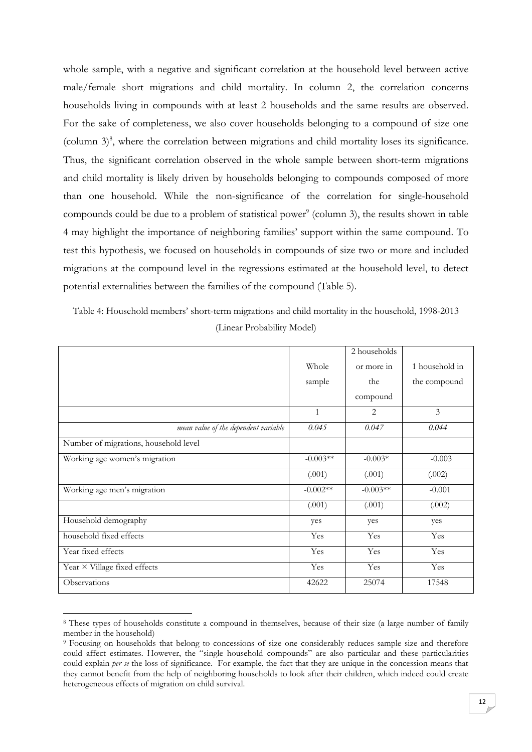whole sample, with a negative and significant correlation at the household level between active male/female short migrations and child mortality. In column 2, the correlation concerns households living in compounds with at least 2 households and the same results are observed. For the sake of completeness, we also cover households belonging to a compound of size one (column 3)[8], where the correlation between migrations and child mortality loses its significance. Thus, the significant correlation observed in the whole sample between short-term migrations and child mortality is likely driven by households belonging to compounds composed of more than one household. While the non-significance of the correlation for single-household compounds could be due to a problem of statistical power[9] (column 3), the results shown in table 4 may highlight the importance of neighboring families' support within the same compound. To test this hypothesis, we focused on households in compounds of size two or more and included migrations at the compound level in the regressions estimated at the household level, to detect potential externalities between the families of the compound (Table 5).

Table 4: Household members' short-term migrations and child mortality in the household, 1998-2013 (Linear Probability Model)

| | Whole sample | 2 households or more in the compound | 1 household in the compound |
|---|---|---|---|
| | 1 | 2 | 3 |
| *mean value of the dependent variable* | *0.045* | *0.047* | *0.044* |
| Number of migrations, household level | | | |
| Working age women's migration | -0.003** | -0.003* | -0.003 |
| | (.001) | (.001) | (.002) |
| Working age men's migration | -0.002** | -0.003** | -0.001 |
| | (.001) | (.001) | (.002) |
| Household demography | yes | yes | yes |
| household fixed effects | Yes | Yes | Yes |
| Year fixed effects | Yes | Yes | Yes |
| Year × Village fixed effects | Yes | Yes | Yes |
| Observations | 42622 | 25074 | 17548 |

[8] These types of households constitute a compound in themselves, because of their size (a large number of family member in the household)

[9] Focusing on households that belong to concessions of size one considerably reduces sample size and therefore could affect estimates. However, the "single household compounds" are also particular and these particularities could explain *per se* the loss of significance. For example, the fact that they are unique in the concession means that they cannot benefit from the help of neighboring households to look after their children, which indeed could create heterogeneous effects of migration on child survival.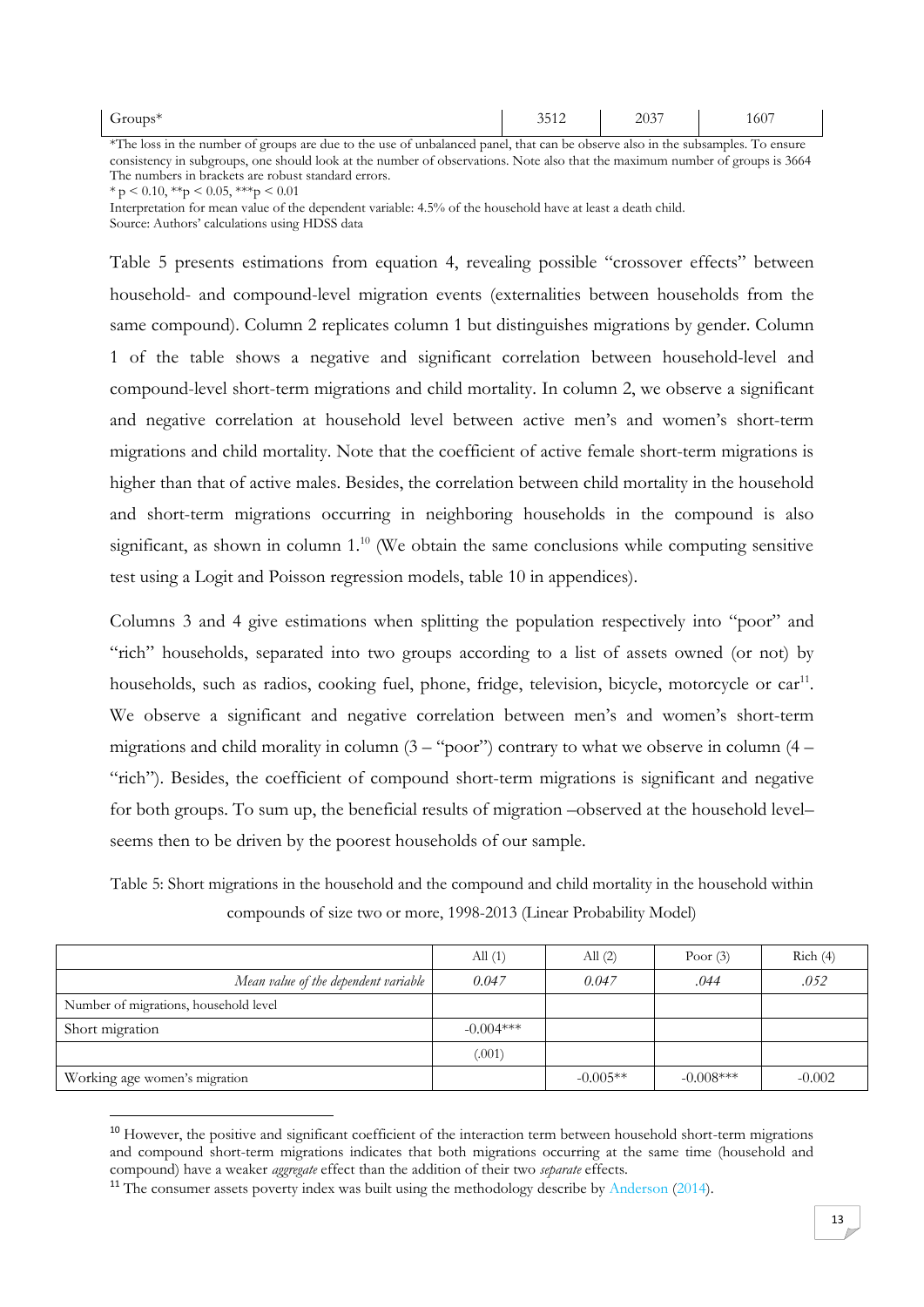| Groups* | 3512 | 2037 | 1607 |
|---|---|---|---|

*The loss in the number of groups are due to the use of unbalanced panel, that can be observe also in the subsamples. To ensure consistency in subgroups, one should look at the number of observations. Note also that the maximum number of groups is 3664
The numbers in brackets are robust standard errors.
* p < 0.10, **p < 0.05, ***p < 0.01
Interpretation for mean value of the dependent variable: 4.5% of the household have at least a death child.
Source: Authors' calculations using HDSS data

Table 5 presents estimations from equation 4, revealing possible "crossover effects" between household- and compound-level migration events (externalities between households from the same compound). Column 2 replicates column 1 but distinguishes migrations by gender. Column 1 of the table shows a negative and significant correlation between household-level and compound-level short-term migrations and child mortality. In column 2, we observe a significant and negative correlation at household level between active men's and women's short-term migrations and child mortality. Note that the coefficient of active female short-term migrations is higher than that of active males. Besides, the correlation between child mortality in the household and short-term migrations occurring in neighboring households in the compound is also significant, as shown in column 1.[10] (We obtain the same conclusions while computing sensitive test using a Logit and Poisson regression models, table 10 in appendices).

Columns 3 and 4 give estimations when splitting the population respectively into "poor" and "rich" households, separated into two groups according to a list of assets owned (or not) by households, such as radios, cooking fuel, phone, fridge, television, bicycle, motorcycle or car[11]. We observe a significant and negative correlation between men's and women's short-term migrations and child morality in column (3 – "poor") contrary to what we observe in column (4 – "rich"). Besides, the coefficient of compound short-term migrations is significant and negative for both groups. To sum up, the beneficial results of migration –observed at the household level– seems then to be driven by the poorest households of our sample.

Table 5: Short migrations in the household and the compound and child mortality in the household within compounds of size two or more, 1998-2013 (Linear Probability Model)

| | All (1) | All (2) | Poor (3) | Rich (4) |
|---|---|---|---|---|
| *Mean value of the dependent variable* | *0.047* | *0.047* | *.044* | *.052* |
| Number of migrations, household level | | | | |
| Short migration | -0.004*** | | | |
| | (.001) | | | |
| Working age women's migration | | -0.005** | -0.008*** | -0.002 |

[10] However, the positive and significant coefficient of the interaction term between household short-term migrations and compound short-term migrations indicates that both migrations occurring at the same time (household and compound) have a weaker *aggregate* effect than the addition of their two *separate* effects.

[11] The consumer assets poverty index was built using the methodology describe by Anderson (2014).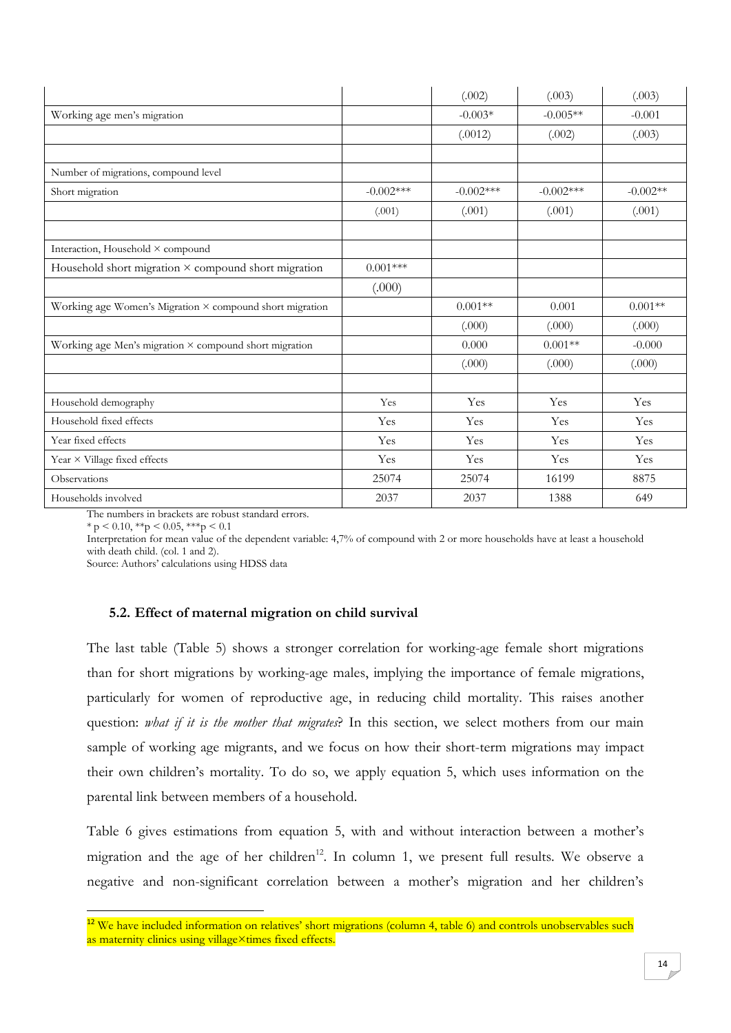| | | | | |
|---|---|---|---|---|
| | | (.002) | (.003) | (.003) |
| Working age men's migration | | -0.003* | -0.005** | -0.001 |
| | | (.0012) | (.002) | (.003) |
| | | | | |
| Number of migrations, compound level | | | | |
| Short migration | -0.002*** | -0.002*** | -0.002*** | -0.002** |
| | (.001) | (.001) | (.001) | (.001) |
| | | | | |
| Interaction, Household × compound | | | | |
| Household short migration × compound short migration | 0.001*** | | | |
| | (.000) | | | |
| Working age Women's Migration × compound short migration | | 0.001** | 0.001 | 0.001** |
| | | (.000) | (.000) | (.000) |
| Working age Men's migration × compound short migration | | 0.000 | 0.001** | -0.000 |
| | | (.000) | (.000) | (.000) |
| | | | | |
| Household demography | Yes | Yes | Yes | Yes |
| Household fixed effects | Yes | Yes | Yes | Yes |
| Year fixed effects | Yes | Yes | Yes | Yes |
| Year × Village fixed effects | Yes | Yes | Yes | Yes |
| Observations | 25074 | 25074 | 16199 | 8875 |
| Households involved | 2037 | 2037 | 1388 | 649 |

The numbers in brackets are robust standard errors.

* p < 0.10, **p < 0.05, ***p < 0.1

Interpretation for mean value of the dependent variable: 4,7% of compound with 2 or more households have at least a household with death child. (col. 1 and 2).

Source: Authors' calculations using HDSS data

### 5.2. Effect of maternal migration on child survival

The last table (Table 5) shows a stronger correlation for working-age female short migrations than for short migrations by working-age males, implying the importance of female migrations, particularly for women of reproductive age, in reducing child mortality. This raises another question: *what if it is the mother that migrates*? In this section, we select mothers from our main sample of working age migrants, and we focus on how their short-term migrations may impact their own children's mortality. To do so, we apply equation 5, which uses information on the parental link between members of a household.

Table 6 gives estimations from equation 5, with and without interaction between a mother's migration and the age of her children[12]. In column 1, we present full results. We observe a negative and non-significant correlation between a mother's migration and her children's

[12] We have included information on relatives' short migrations (column 4, table 6) and controls unobservables such as maternity clinics using village×times fixed effects.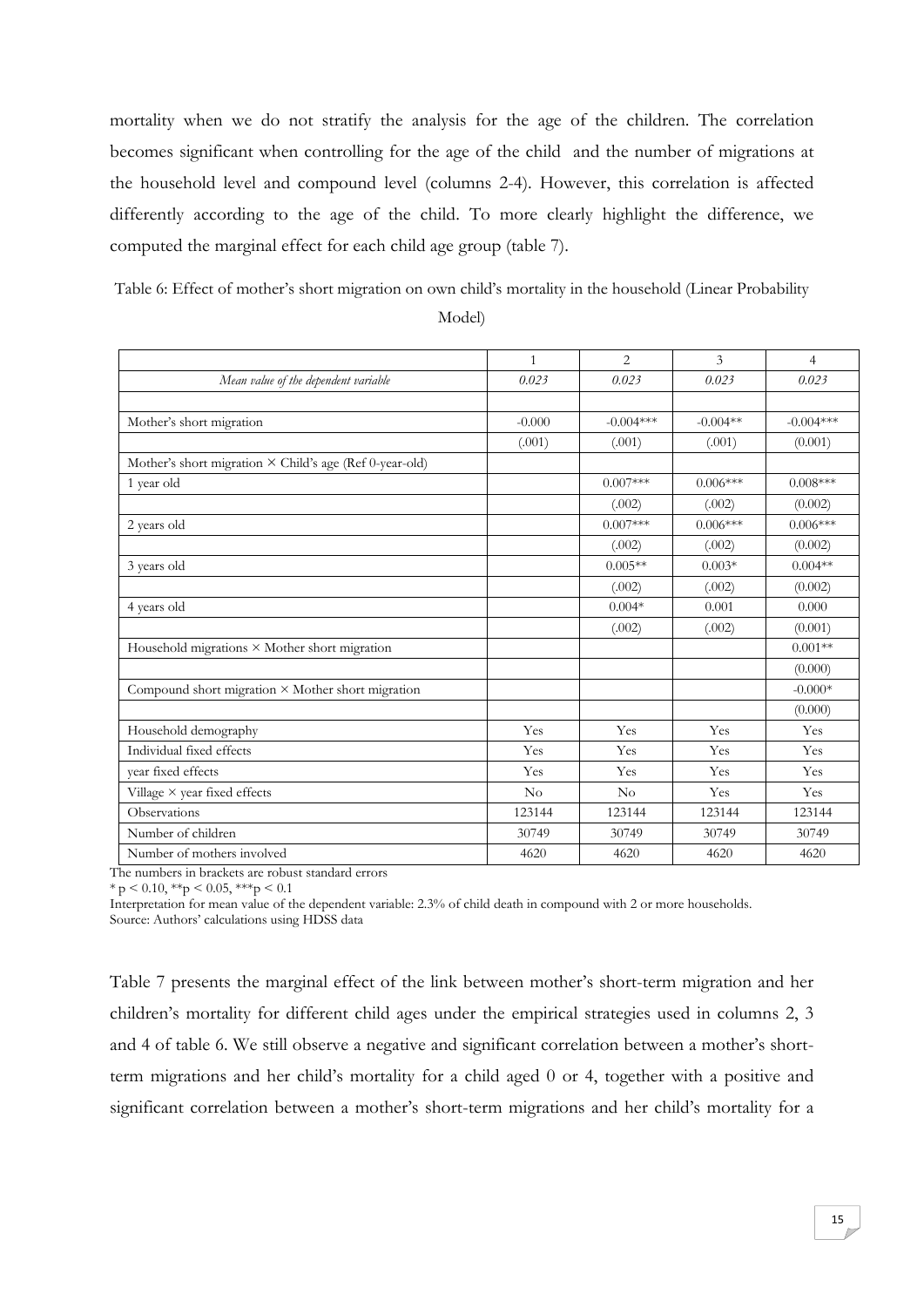mortality when we do not stratify the analysis for the age of the children. The correlation becomes significant when controlling for the age of the child and the number of migrations at the household level and compound level (columns 2-4). However, this correlation is affected differently according to the age of the child. To more clearly highlight the difference, we computed the marginal effect for each child age group (table 7).

Table 6: Effect of mother's short migration on own child's mortality in the household (Linear Probability Model)

| | 1 | 2 | 3 | 4 |
|---|---|---|---|---|
| *Mean value of the dependent variable* | *0.023* | *0.023* | *0.023* | *0.023* |
| | | | | |
| Mother's short migration | -0.000 | -0.004*** | -0.004** | -0.004*** |
| | (.001) | (.001) | (.001) | (0.001) |
| Mother's short migration × Child's age (Ref 0-year-old) | | | | |
| 1 year old | | 0.007*** | 0.006*** | 0.008*** |
| | | (.002) | (.002) | (0.002) |
| 2 years old | | 0.007*** | 0.006*** | 0.006*** |
| | | (.002) | (.002) | (0.002) |
| 3 years old | | 0.005** | 0.003* | 0.004** |
| | | (.002) | (.002) | (0.002) |
| 4 years old | | 0.004* | 0.001 | 0.000 |
| | | (.002) | (.002) | (0.001) |
| Household migrations × Mother short migration | | | | 0.001** |
| | | | | (0.000) |
| Compound short migration × Mother short migration | | | | -0.000* |
| | | | | (0.000) |
| Household demography | Yes | Yes | Yes | Yes |
| Individual fixed effects | Yes | Yes | Yes | Yes |
| year fixed effects | Yes | Yes | Yes | Yes |
| Village × year fixed effects | No | No | Yes | Yes |
| Observations | 123144 | 123144 | 123144 | 123144 |
| Number of children | 30749 | 30749 | 30749 | 30749 |
| Number of mothers involved | 4620 | 4620 | 4620 | 4620 |

The numbers in brackets are robust standard errors

* p < 0.10, **p < 0.05, ***p < 0.1

Interpretation for mean value of the dependent variable: 2.3% of child death in compound with 2 or more households.

Source: Authors' calculations using HDSS data

Table 7 presents the marginal effect of the link between mother's short-term migration and her children's mortality for different child ages under the empirical strategies used in columns 2, 3 and 4 of table 6. We still observe a negative and significant correlation between a mother's short-term migrations and her child's mortality for a child aged 0 or 4, together with a positive and significant correlation between a mother's short-term migrations and her child's mortality for a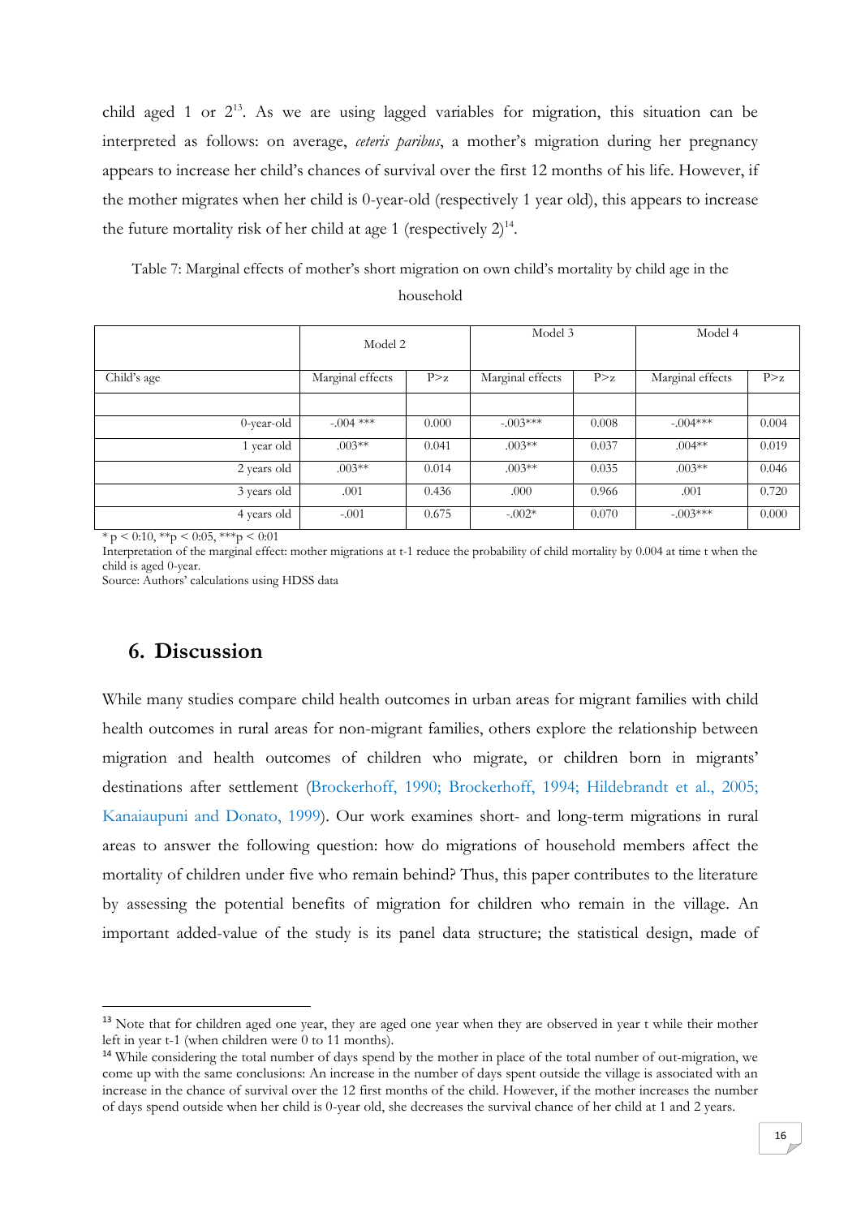child aged 1 or 2[13]. As we are using lagged variables for migration, this situation can be interpreted as follows: on average, *ceteris paribus*, a mother's migration during her pregnancy appears to increase her child's chances of survival over the first 12 months of his life. However, if the mother migrates when her child is 0-year-old (respectively 1 year old), this appears to increase the future mortality risk of her child at age 1 (respectively 2)[14].

Table 7: Marginal effects of mother's short migration on own child's mortality by child age in the household

| | Model 2 | | Model 3 | | Model 4 | |
|---|---|---|---|---|---|---|
| Child's age | Marginal effects | P>z | Marginal effects | P>z | Marginal effects | P>z |
| | | | | | | |
| 0-year-old | -.004 *** | 0.000 | -.003*** | 0.008 | -.004*** | 0.004 |
| 1 year old | .003** | 0.041 | .003** | 0.037 | .004** | 0.019 |
| 2 years old | .003** | 0.014 | .003** | 0.035 | .003** | 0.046 |
| 3 years old | .001 | 0.436 | .000 | 0.966 | .001 | 0.720 |
| 4 years old | -.001 | 0.675 | -.002* | 0.070 | -.003*** | 0.000 |

* p < 0:10, **p < 0:05, ***p < 0:01

Interpretation of the marginal effect: mother migrations at t-1 reduce the probability of child mortality by 0.004 at time t when the child is aged 0-year.

Source: Authors' calculations using HDSS data

## 6. Discussion

While many studies compare child health outcomes in urban areas for migrant families with child health outcomes in rural areas for non-migrant families, others explore the relationship between migration and health outcomes of children who migrate, or children born in migrants' destinations after settlement (Brockerhoff, 1990; Brockerhoff, 1994; Hildebrandt et al., 2005; Kanaiaupuni and Donato, 1999). Our work examines short- and long-term migrations in rural areas to answer the following question: how do migrations of household members affect the mortality of children under five who remain behind? Thus, this paper contributes to the literature by assessing the potential benefits of migration for children who remain in the village. An important added-value of the study is its panel data structure; the statistical design, made of

---

[13] Note that for children aged one year, they are aged one year when they are observed in year t while their mother left in year t-1 (when children were 0 to 11 months).

[14] While considering the total number of days spend by the mother in place of the total number of out-migration, we come up with the same conclusions: An increase in the number of days spent outside the village is associated with an increase in the chance of survival over the 12 first months of the child. However, if the mother increases the number of days spend outside when her child is 0-year old, she decreases the survival chance of her child at 1 and 2 years.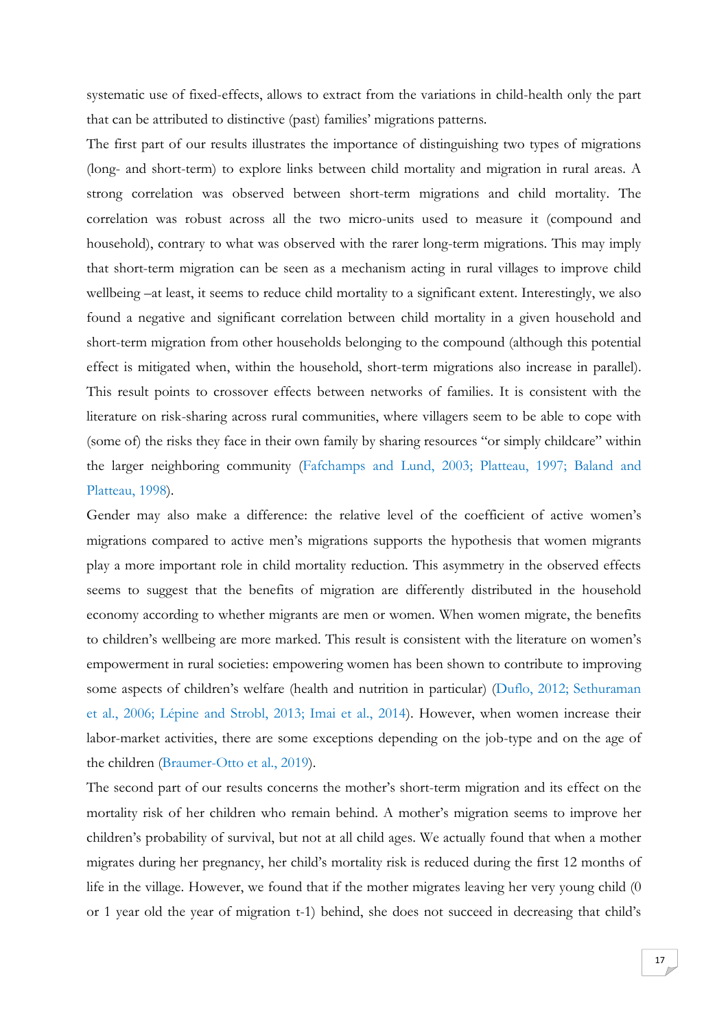systematic use of fixed-effects, allows to extract from the variations in child-health only the part that can be attributed to distinctive (past) families' migrations patterns.

The first part of our results illustrates the importance of distinguishing two types of migrations (long- and short-term) to explore links between child mortality and migration in rural areas. A strong correlation was observed between short-term migrations and child mortality. The correlation was robust across all the two micro-units used to measure it (compound and household), contrary to what was observed with the rarer long-term migrations. This may imply that short-term migration can be seen as a mechanism acting in rural villages to improve child wellbeing –at least, it seems to reduce child mortality to a significant extent. Interestingly, we also found a negative and significant correlation between child mortality in a given household and short-term migration from other households belonging to the compound (although this potential effect is mitigated when, within the household, short-term migrations also increase in parallel). This result points to crossover effects between networks of families. It is consistent with the literature on risk-sharing across rural communities, where villagers seem to be able to cope with (some of) the risks they face in their own family by sharing resources "or simply childcare" within the larger neighboring community (Fafchamps and Lund, 2003; Platteau, 1997; Baland and Platteau, 1998).

Gender may also make a difference: the relative level of the coefficient of active women's migrations compared to active men's migrations supports the hypothesis that women migrants play a more important role in child mortality reduction. This asymmetry in the observed effects seems to suggest that the benefits of migration are differently distributed in the household economy according to whether migrants are men or women. When women migrate, the benefits to children's wellbeing are more marked. This result is consistent with the literature on women's empowerment in rural societies: empowering women has been shown to contribute to improving some aspects of children's welfare (health and nutrition in particular) (Duflo, 2012; Sethuraman et al., 2006; Lépine and Strobl, 2013; Imai et al., 2014). However, when women increase their labor-market activities, there are some exceptions depending on the job-type and on the age of the children (Braumer-Otto et al., 2019).

The second part of our results concerns the mother's short-term migration and its effect on the mortality risk of her children who remain behind. A mother's migration seems to improve her children's probability of survival, but not at all child ages. We actually found that when a mother migrates during her pregnancy, her child's mortality risk is reduced during the first 12 months of life in the village. However, we found that if the mother migrates leaving her very young child (0 or 1 year old the year of migration t-1) behind, she does not succeed in decreasing that child's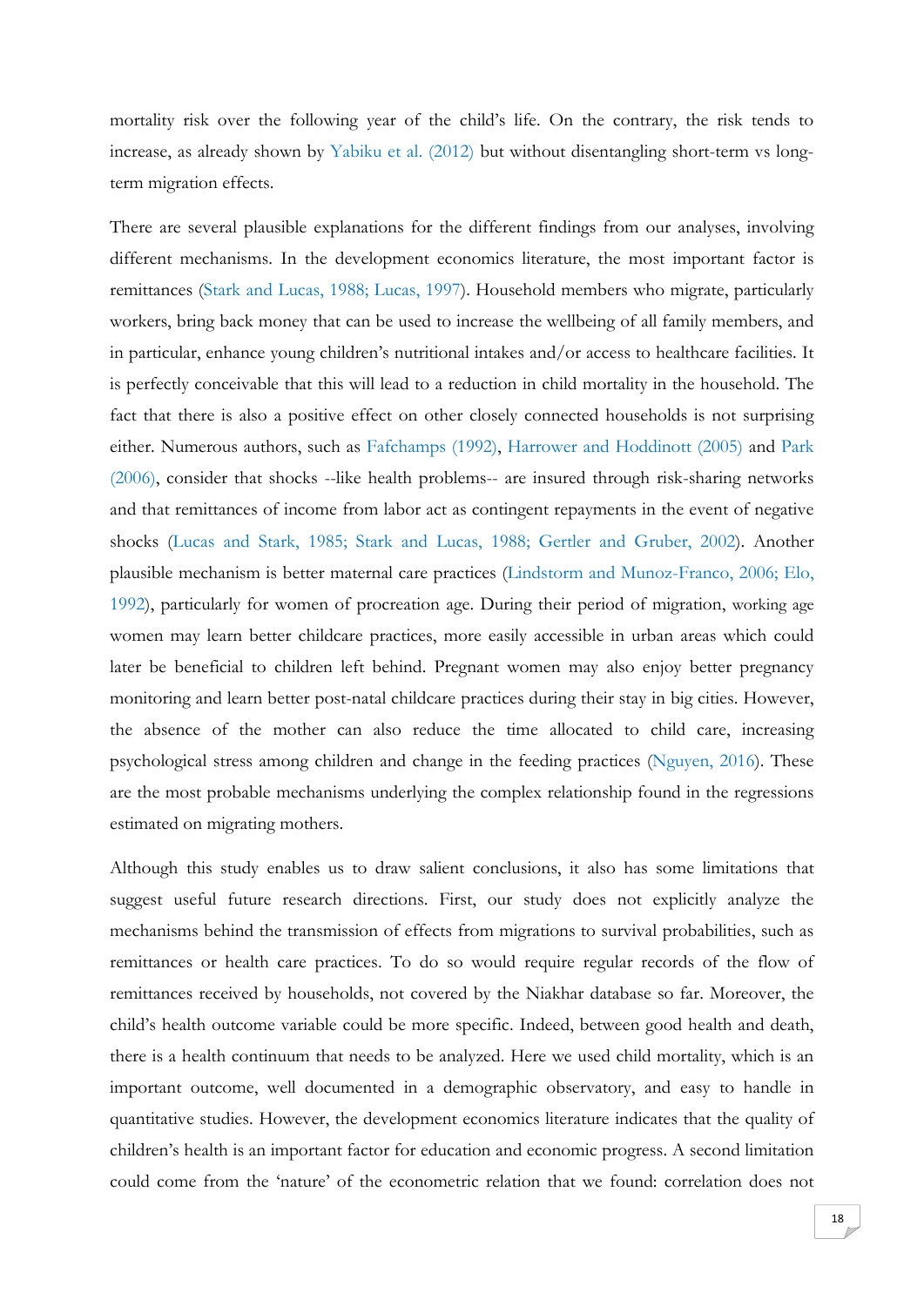mortality risk over the following year of the child's life. On the contrary, the risk tends to increase, as already shown by Yabiku et al. (2012) but without disentangling short-term vs long-term migration effects.

There are several plausible explanations for the different findings from our analyses, involving different mechanisms. In the development economics literature, the most important factor is remittances (Stark and Lucas, 1988; Lucas, 1997). Household members who migrate, particularly workers, bring back money that can be used to increase the wellbeing of all family members, and in particular, enhance young children's nutritional intakes and/or access to healthcare facilities. It is perfectly conceivable that this will lead to a reduction in child mortality in the household. The fact that there is also a positive effect on other closely connected households is not surprising either. Numerous authors, such as Fafchamps (1992), Harrower and Hoddinott (2005) and Park (2006), consider that shocks --like health problems-- are insured through risk-sharing networks and that remittances of income from labor act as contingent repayments in the event of negative shocks (Lucas and Stark, 1985; Stark and Lucas, 1988; Gertler and Gruber, 2002). Another plausible mechanism is better maternal care practices (Lindstorm and Munoz-Franco, 2006; Elo, 1992), particularly for women of procreation age. During their period of migration, working age women may learn better childcare practices, more easily accessible in urban areas which could later be beneficial to children left behind. Pregnant women may also enjoy better pregnancy monitoring and learn better post-natal childcare practices during their stay in big cities. However, the absence of the mother can also reduce the time allocated to child care, increasing psychological stress among children and change in the feeding practices (Nguyen, 2016). These are the most probable mechanisms underlying the complex relationship found in the regressions estimated on migrating mothers.

Although this study enables us to draw salient conclusions, it also has some limitations that suggest useful future research directions. First, our study does not explicitly analyze the mechanisms behind the transmission of effects from migrations to survival probabilities, such as remittances or health care practices. To do so would require regular records of the flow of remittances received by households, not covered by the Niakhar database so far. Moreover, the child's health outcome variable could be more specific. Indeed, between good health and death, there is a health continuum that needs to be analyzed. Here we used child mortality, which is an important outcome, well documented in a demographic observatory, and easy to handle in quantitative studies. However, the development economics literature indicates that the quality of children's health is an important factor for education and economic progress. A second limitation could come from the 'nature' of the econometric relation that we found: correlation does not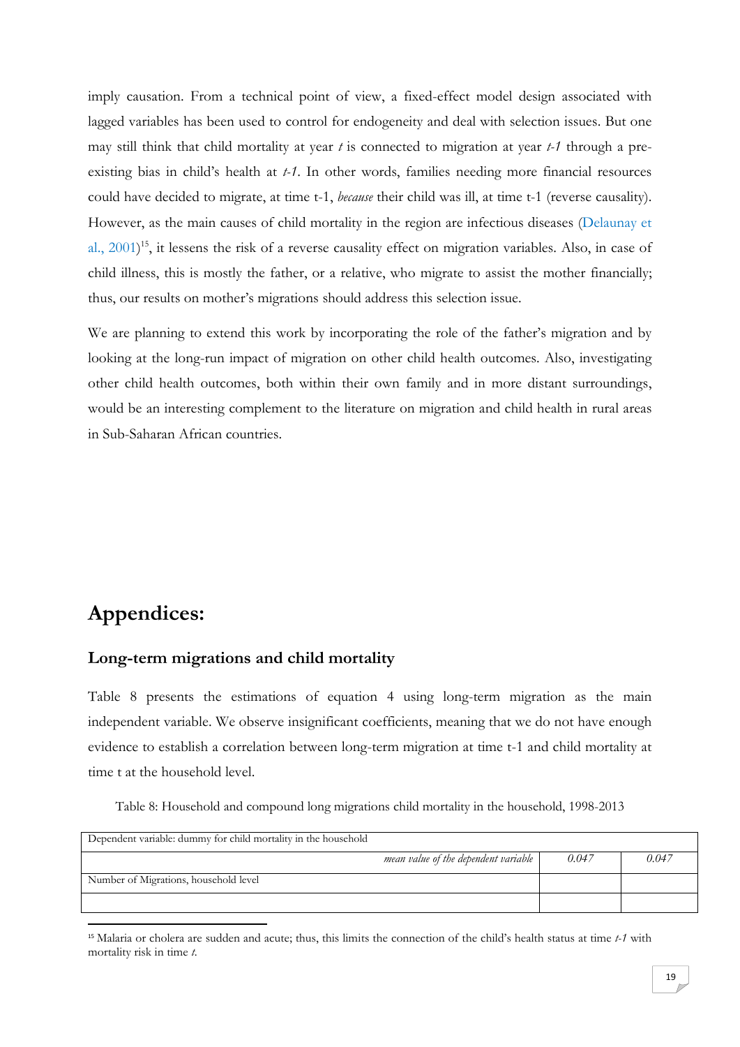imply causation. From a technical point of view, a fixed-effect model design associated with lagged variables has been used to control for endogeneity and deal with selection issues. But one may still think that child mortality at year *t* is connected to migration at year *t-1* through a pre-existing bias in child's health at *t-1*. In other words, families needing more financial resources could have decided to migrate, at time t-1, *because* their child was ill, at time t-1 (reverse causality). However, as the main causes of child mortality in the region are infectious diseases (Delaunay et al., 2001)[15], it lessens the risk of a reverse causality effect on migration variables. Also, in case of child illness, this is mostly the father, or a relative, who migrate to assist the mother financially; thus, our results on mother's migrations should address this selection issue.

We are planning to extend this work by incorporating the role of the father's migration and by looking at the long-run impact of migration on other child health outcomes. Also, investigating other child health outcomes, both within their own family and in more distant surroundings, would be an interesting complement to the literature on migration and child health in rural areas in Sub-Saharan African countries.

# Appendices:

## Long-term migrations and child mortality

Table 8 presents the estimations of equation 4 using long-term migration as the main independent variable. We observe insignificant coefficients, meaning that we do not have enough evidence to establish a correlation between long-term migration at time t-1 and child mortality at time t at the household level.

Table 8: Household and compound long migrations child mortality in the household, 1998-2013

| Dependent variable: dummy for child mortality in the household | | |
|---|---|---|
| *mean value of the dependent variable* | *0.047* | *0.047* |
| Number of Migrations, household level | | |
| | | |

[15] Malaria or cholera are sudden and acute; thus, this limits the connection of the child's health status at time *t-1* with mortality risk in time *t*.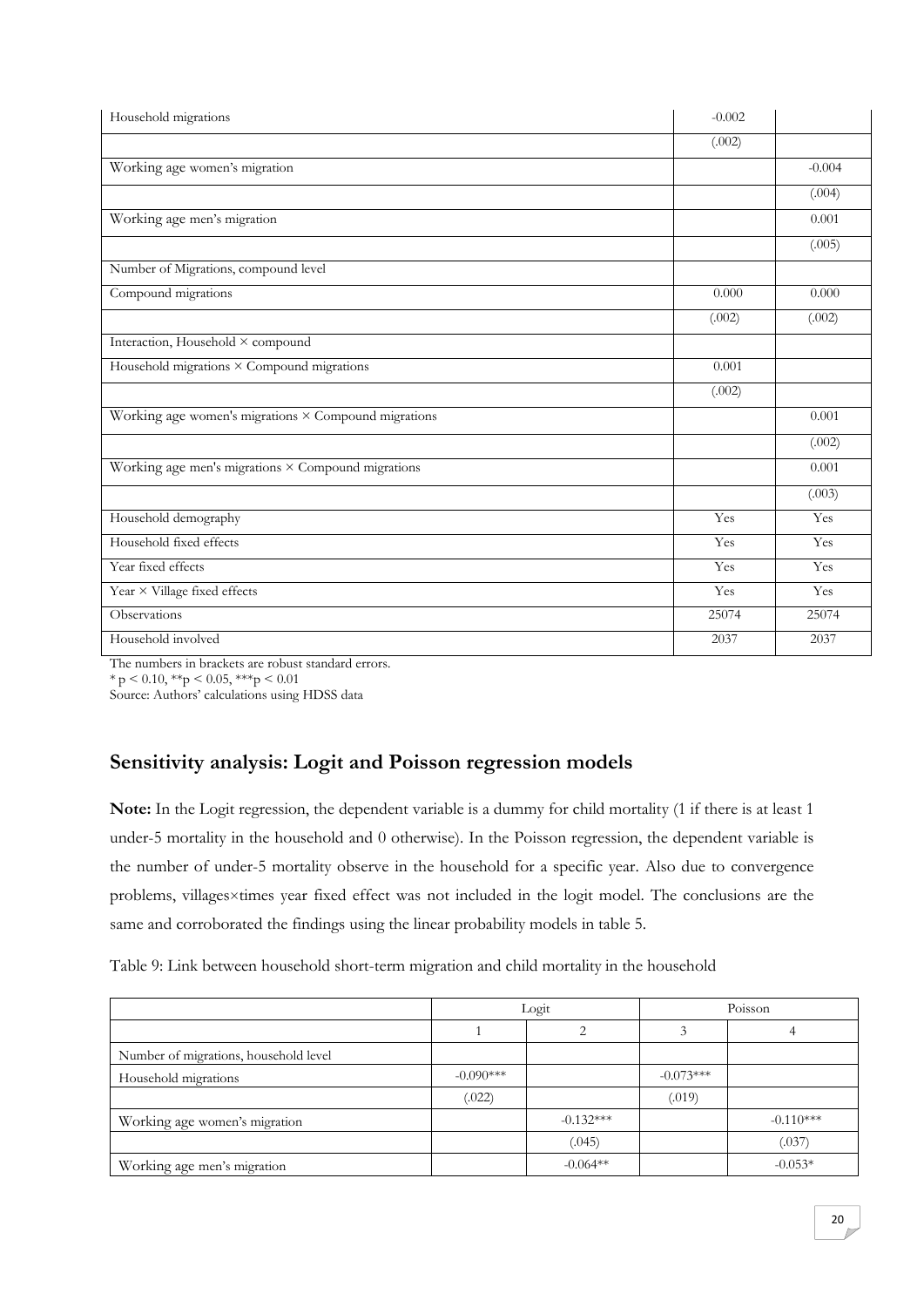| | | |
|---|---|---|
| Household migrations | -0.002 | |
| | (.002) | |
| Working age women's migration | | -0.004 |
| | | (.004) |
| Working age men's migration | | 0.001 |
| | | (.005) |
| Number of Migrations, compound level | | |
| Compound migrations | 0.000 | 0.000 |
| | (.002) | (.002) |
| Interaction, Household × compound | | |
| Household migrations × Compound migrations | 0.001 | |
| | (.002) | |
| Working age women's migrations × Compound migrations | | 0.001 |
| | | (.002) |
| Working age men's migrations × Compound migrations | | 0.001 |
| | | (.003) |
| Household demography | Yes | Yes |
| Household fixed effects | Yes | Yes |
| Year fixed effects | Yes | Yes |
| Year × Village fixed effects | Yes | Yes |
| Observations | 25074 | 25074 |
| Household involved | 2037 | 2037 |

The numbers in brackets are robust standard errors.
* p < 0.10, **p < 0.05, ***p < 0.01
Source: Authors' calculations using HDSS data

## Sensitivity analysis: Logit and Poisson regression models

**Note:** In the Logit regression, the dependent variable is a dummy for child mortality (1 if there is at least 1 under-5 mortality in the household and 0 otherwise). In the Poisson regression, the dependent variable is the number of under-5 mortality observe in the household for a specific year. Also due to convergence problems, villages×times year fixed effect was not included in the logit model. The conclusions are the same and corroborated the findings using the linear probability models in table 5.

Table 9: Link between household short-term migration and child mortality in the household

| | Logit | | Poisson | |
|---|---|---|---|---|
| | 1 | 2 | 3 | 4 |
| Number of migrations, household level | | | | |
| Household migrations | -0.090*** | | -0.073*** | |
| | (.022) | | (.019) | |
| Working age women's migration | | -0.132*** | | -0.110*** |
| | | (.045) | | (.037) |
| Working age men's migration | | -0.064** | | -0.053* |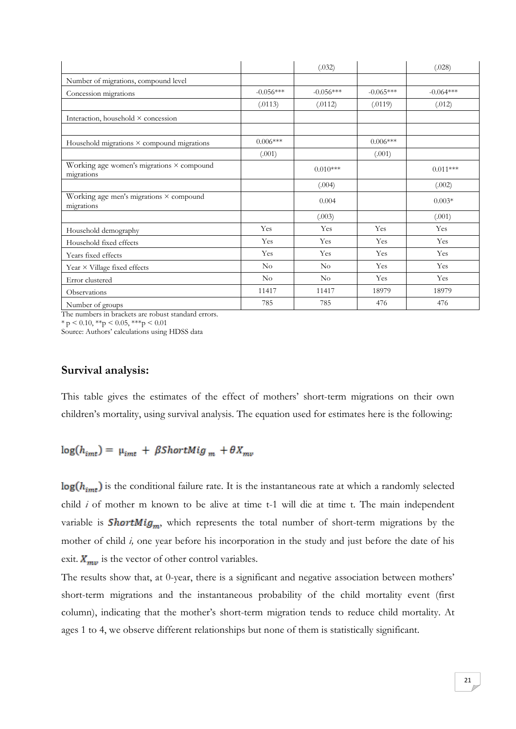| | | | | |
|---|---|---|---|---|
| | | (.032) | | (.028) |
| Number of migrations, compound level | | | | |
| Concession migrations | -0.056*** | -0.056*** | -0.065*** | -0.064*** |
| | (.0113) | (.0112) | (.0119) | (.012) |
| Interaction, household × concession | | | | |
| | | | | |
| Household migrations × compound migrations | 0.006*** | | 0.006*** | |
| | (.001) | | (.001) | |
| Working age women's migrations × compound migrations | | 0.010*** | | 0.011*** |
| | | (.004) | | (.002) |
| Working age men's migrations × compound migrations | | 0.004 | | 0.003* |
| | | (.003) | | (.001) |
| Household demography | Yes | Yes | Yes | Yes |
| Household fixed effects | Yes | Yes | Yes | Yes |
| Years fixed effects | Yes | Yes | Yes | Yes |
| Year × Village fixed effects | No | No | Yes | Yes |
| Error clustered | No | No | Yes | Yes |
| Observations | 11417 | 11417 | 18979 | 18979 |
| Number of groups | 785 | 785 | 476 | 476 |

The numbers in brackets are robust standard errors.
* $p < 0.10$, ** $p < 0.05$, *** $p < 0.01$
Source: Authors' calculations using HDSS data

## Survival analysis:

This table gives the estimates of the effect of mothers' short-term migrations on their own children's mortality, using survival analysis. The equation used for estimates here is the following:

$$\log(h_{imt}) = \mu_{imt} + \beta ShortMig_m + \theta X_{mv}$$

$\log(h_{imt})$ is the conditional failure rate. It is the instantaneous rate at which a randomly selected child *i* of mother m known to be alive at time t-1 will die at time t. The main independent variable is $ShortMig_m$, which represents the total number of short-term migrations by the mother of child *i,* one year before his incorporation in the study and just before the date of his exit. $X_{mv}$ is the vector of other control variables.

The results show that, at 0-year, there is a significant and negative association between mothers' short-term migrations and the instantaneous probability of the child mortality event (first column), indicating that the mother's short-term migration tends to reduce child mortality. At ages 1 to 4, we observe different relationships but none of them is statistically significant.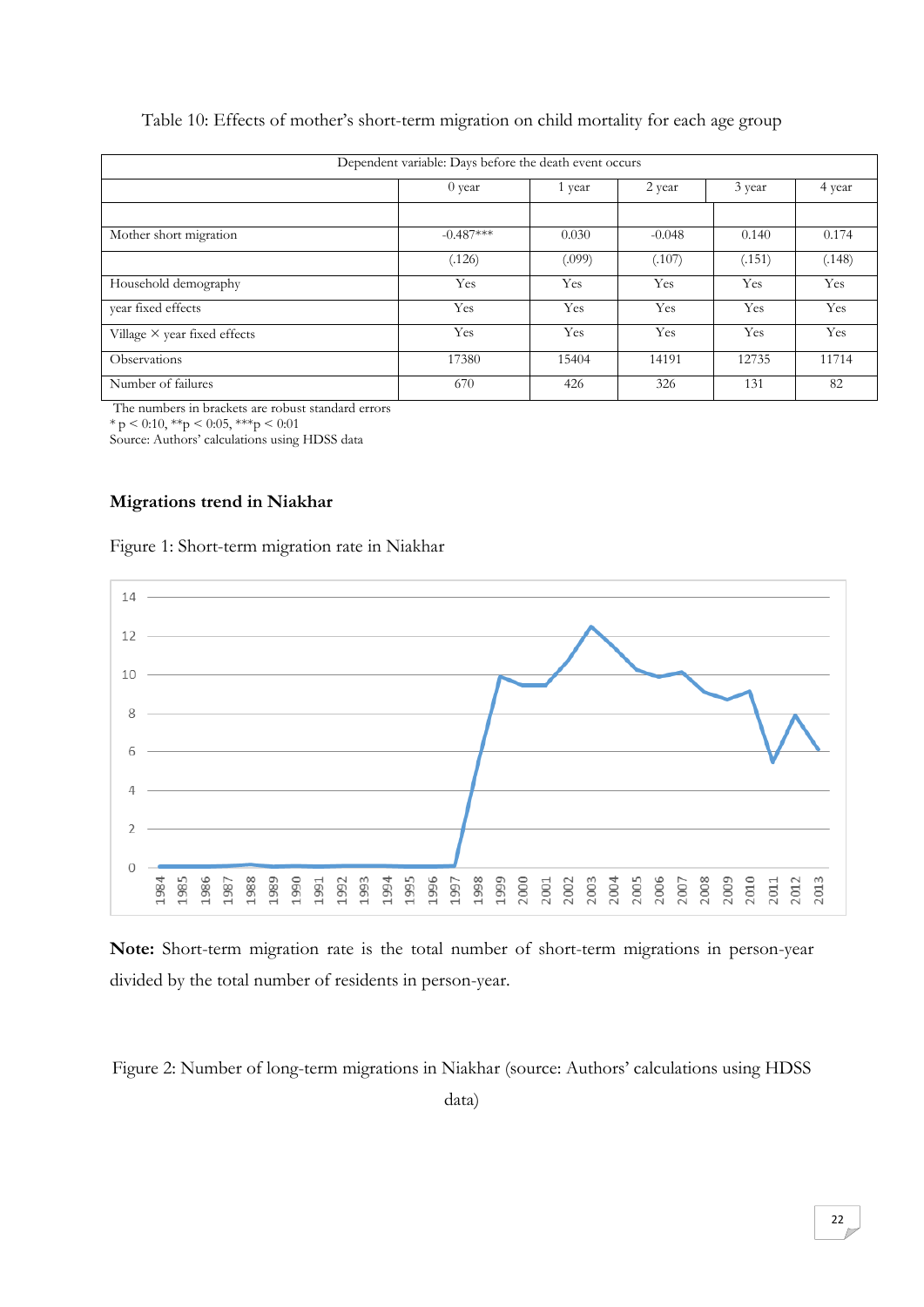Table 10: Effects of mother's short-term migration on child mortality for each age group

| Dependent variable: Days before the death event occurs | | | | | |
|---|---|---|---|---|---|
| | 0 year | 1 year | 2 year | 3 year | 4 year |
| | | | | | |
| Mother short migration | -0.487*** | 0.030 | -0.048 | 0.140 | 0.174 |
| | (.126) | (.099) | (.107) | (.151) | (.148) |
| Household demography | Yes | Yes | Yes | Yes | Yes |
| year fixed effects | Yes | Yes | Yes | Yes | Yes |
| Village × year fixed effects | Yes | Yes | Yes | Yes | Yes |
| Observations | 17380 | 15404 | 14191 | 12735 | 11714 |
| Number of failures | 670 | 426 | 326 | 131 | 82 |

The numbers in brackets are robust standard errors
* p < 0:10, **p < 0:05, ***p < 0:01
Source: Authors' calculations using HDSS data

## Migrations trend in Niakhar

Figure 1: Short-term migration rate in Niakhar

**Note:** Short-term migration rate is the total number of short-term migrations in person-year divided by the total number of residents in person-year.

Figure 2: Number of long-term migrations in Niakhar (source: Authors' calculations using HDSS data)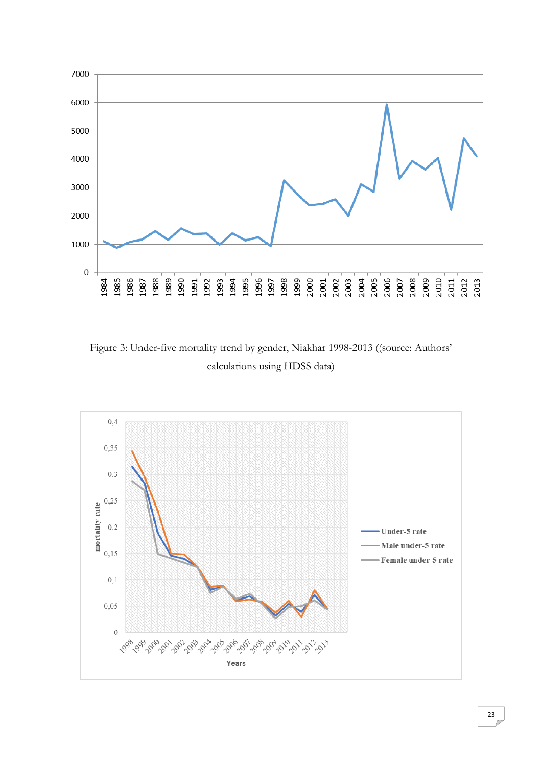Figure 3: Under-five mortality trend by gender, Niakhar 1998-2013 ((source: Authors' calculations using HDSS data)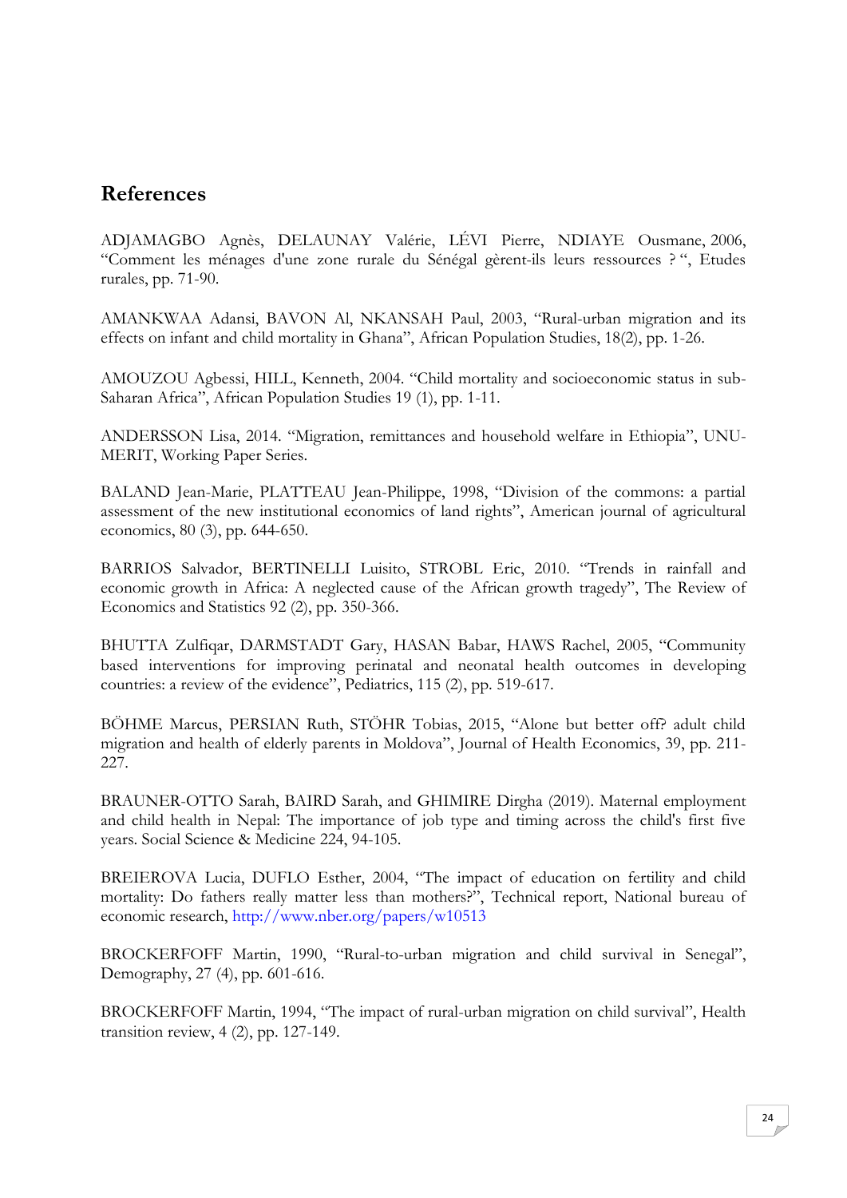## References

ADJAMAGBO Agnès, DELAUNAY Valérie, LÉVI Pierre, NDIAYE Ousmane, 2006, "Comment les ménages d'une zone rurale du Sénégal gèrent-ils leurs ressources ? ", Etudes rurales, pp. 71-90.

AMANKWAA Adansi, BAVON Al, NKANSAH Paul, 2003, "Rural-urban migration and its effects on infant and child mortality in Ghana", African Population Studies, 18(2), pp. 1-26.

AMOUZOU Agbessi, HILL, Kenneth, 2004. "Child mortality and socioeconomic status in sub-Saharan Africa", African Population Studies 19 (1), pp. 1-11.

ANDERSSON Lisa, 2014. "Migration, remittances and household welfare in Ethiopia", UNU-MERIT, Working Paper Series.

BALAND Jean-Marie, PLATTEAU Jean-Philippe, 1998, "Division of the commons: a partial assessment of the new institutional economics of land rights", American journal of agricultural economics, 80 (3), pp. 644-650.

BARRIOS Salvador, BERTINELLI Luisito, STROBL Eric, 2010. "Trends in rainfall and economic growth in Africa: A neglected cause of the African growth tragedy", The Review of Economics and Statistics 92 (2), pp. 350-366.

BHUTTA Zulfiqar, DARMSTADT Gary, HASAN Babar, HAWS Rachel, 2005, "Community based interventions for improving perinatal and neonatal health outcomes in developing countries: a review of the evidence", Pediatrics, 115 (2), pp. 519-617.

BÖHME Marcus, PERSIAN Ruth, STÖHR Tobias, 2015, "Alone but better off? adult child migration and health of elderly parents in Moldova", Journal of Health Economics, 39, pp. 211-227.

BRAUNER-OTTO Sarah, BAIRD Sarah, and GHIMIRE Dirgha (2019). Maternal employment and child health in Nepal: The importance of job type and timing across the child's first five years. Social Science & Medicine 224, 94-105.

BREIEROVA Lucia, DUFLO Esther, 2004, "The impact of education on fertility and child mortality: Do fathers really matter less than mothers?", Technical report, National bureau of economic research, http://www.nber.org/papers/w10513

BROCKERFOFF Martin, 1990, "Rural-to-urban migration and child survival in Senegal", Demography, 27 (4), pp. 601-616.

BROCKERFOFF Martin, 1994, "The impact of rural-urban migration on child survival", Health transition review, 4 (2), pp. 127-149.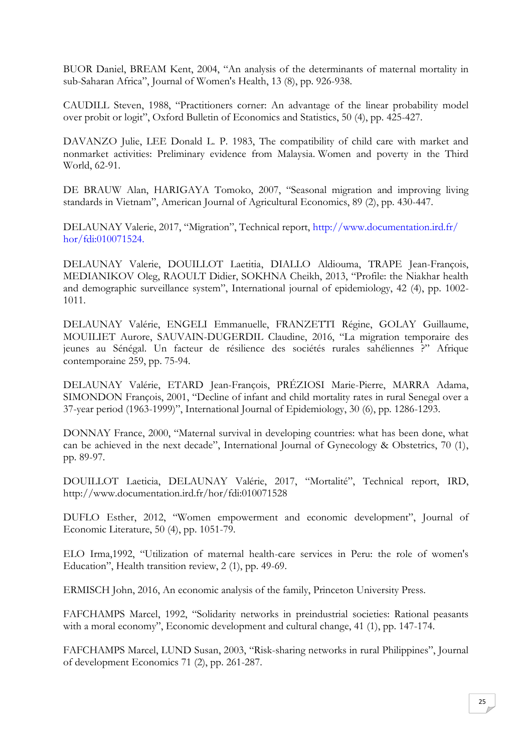BUOR Daniel, BREAM Kent, 2004, “An analysis of the determinants of maternal mortality in sub-Saharan Africa”, Journal of Women's Health, 13 (8), pp. 926-938.

CAUDILL Steven, 1988, “Practitioners corner: An advantage of the linear probability model over probit or logit”, Oxford Bulletin of Economics and Statistics, 50 (4), pp. 425-427.

DAVANZO Julie, LEE Donald L. P. 1983, The compatibility of child care with market and nonmarket activities: Preliminary evidence from Malaysia. Women and poverty in the Third World, 62-91.

DE BRAUW Alan, HARIGAYA Tomoko, 2007, “Seasonal migration and improving living standards in Vietnam”, American Journal of Agricultural Economics, 89 (2), pp. 430-447.

DELAUNAY Valerie, 2017, “Migration”, Technical report, http://www.documentation.ird.fr/hor/fdi:010071524.

DELAUNAY Valerie, DOUILLOT Laetitia, DIALLO Aldiouma, TRAPE Jean-François, MEDIANIKOV Oleg, RAOULT Didier, SOKHNA Cheikh, 2013, “Profile: the Niakhar health and demographic surveillance system”, International journal of epidemiology, 42 (4), pp. 1002-1011.

DELAUNAY Valérie, ENGELI Emmanuelle, FRANZETTI Régine, GOLAY Guillaume, MOUILIET Aurore, SAUVAIN-DUGERDIL Claudine, 2016, “La migration temporaire des jeunes au Sénégal. Un facteur de résilience des sociétés rurales sahéliennes ?” Afrique contemporaine 259, pp. 75-94.

DELAUNAY Valérie, ETARD Jean-François, PRÉZIOSI Marie-Pierre, MARRA Adama, SIMONDON François, 2001, “Decline of infant and child mortality rates in rural Senegal over a 37-year period (1963-1999)”, International Journal of Epidemiology, 30 (6), pp. 1286-1293.

DONNAY France, 2000, “Maternal survival in developing countries: what has been done, what can be achieved in the next decade”, International Journal of Gynecology & Obstetrics, 70 (1), pp. 89-97.

DOUILLOT Laeticia, DELAUNAY Valérie, 2017, “Mortalité”, Technical report, IRD, http://www.documentation.ird.fr/hor/fdi:010071528

DUFLO Esther, 2012, “Women empowerment and economic development”, Journal of Economic Literature, 50 (4), pp. 1051-79.

ELO Irma,1992, “Utilization of maternal health-care services in Peru: the role of women's Education”, Health transition review, 2 (1), pp. 49-69.

ERMISCH John, 2016, An economic analysis of the family, Princeton University Press.

FAFCHAMPS Marcel, 1992, “Solidarity networks in preindustrial societies: Rational peasants with a moral economy”, Economic development and cultural change, 41 (1), pp. 147-174.

FAFCHAMPS Marcel, LUND Susan, 2003, “Risk-sharing networks in rural Philippines”, Journal of development Economics 71 (2), pp. 261-287.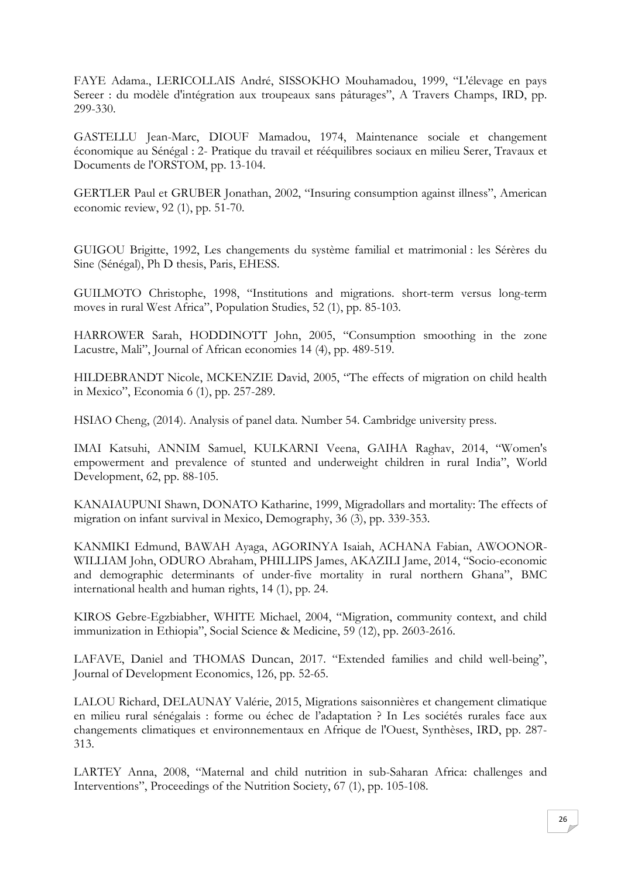FAYE Adama., LERICOLLAIS André, SISSOKHO Mouhamadou, 1999, "L'élevage en pays Sereer : du modèle d'intégration aux troupeaux sans pâturages", A Travers Champs, IRD, pp. 299-330.

GASTELLU Jean-Marc, DIOUF Mamadou, 1974, Maintenance sociale et changement économique au Sénégal : 2- Pratique du travail et rééquilibres sociaux en milieu Serer, Travaux et Documents de l'ORSTOM, pp. 13-104.

GERTLER Paul et GRUBER Jonathan, 2002, "Insuring consumption against illness", American economic review, 92 (1), pp. 51-70.

GUIGOU Brigitte, 1992, Les changements du système familial et matrimonial : les Sérères du Sine (Sénégal), Ph D thesis, Paris, EHESS.

GUILMOTO Christophe, 1998, "Institutions and migrations. short-term versus long-term moves in rural West Africa", Population Studies, 52 (1), pp. 85-103.

HARROWER Sarah, HODDINOTT John, 2005, "Consumption smoothing in the zone Lacustre, Mali", Journal of African economies 14 (4), pp. 489-519.

HILDEBRANDT Nicole, MCKENZIE David, 2005, "The effects of migration on child health in Mexico", Economia 6 (1), pp. 257-289.

HSIAO Cheng, (2014). Analysis of panel data. Number 54. Cambridge university press.

IMAI Katsuhi, ANNIM Samuel, KULKARNI Veena, GAIHA Raghav, 2014, "Women's empowerment and prevalence of stunted and underweight children in rural India", World Development, 62, pp. 88-105.

KANAIAUPUNI Shawn, DONATO Katharine, 1999, Migradollars and mortality: The effects of migration on infant survival in Mexico, Demography, 36 (3), pp. 339-353.

KANMIKI Edmund, BAWAH Ayaga, AGORINYA Isaiah, ACHANA Fabian, AWOONOR-WILLIAM John, ODURO Abraham, PHILLIPS James, AKAZILI Jame, 2014, "Socio-economic and demographic determinants of under-five mortality in rural northern Ghana", BMC international health and human rights, 14 (1), pp. 24.

KIROS Gebre-Egzbiabher, WHITE Michael, 2004, "Migration, community context, and child immunization in Ethiopia", Social Science & Medicine, 59 (12), pp. 2603-2616.

LAFAVE, Daniel and THOMAS Duncan, 2017. "Extended families and child well-being", Journal of Development Economics, 126, pp. 52-65.

LALOU Richard, DELAUNAY Valérie, 2015, Migrations saisonnières et changement climatique en milieu rural sénégalais : forme ou échec de l'adaptation ? In Les sociétés rurales face aux changements climatiques et environnementaux en Afrique de l'Ouest, Synthèses, IRD, pp. 287-313.

LARTEY Anna, 2008, "Maternal and child nutrition in sub-Saharan Africa: challenges and Interventions", Proceedings of the Nutrition Society, 67 (1), pp. 105-108.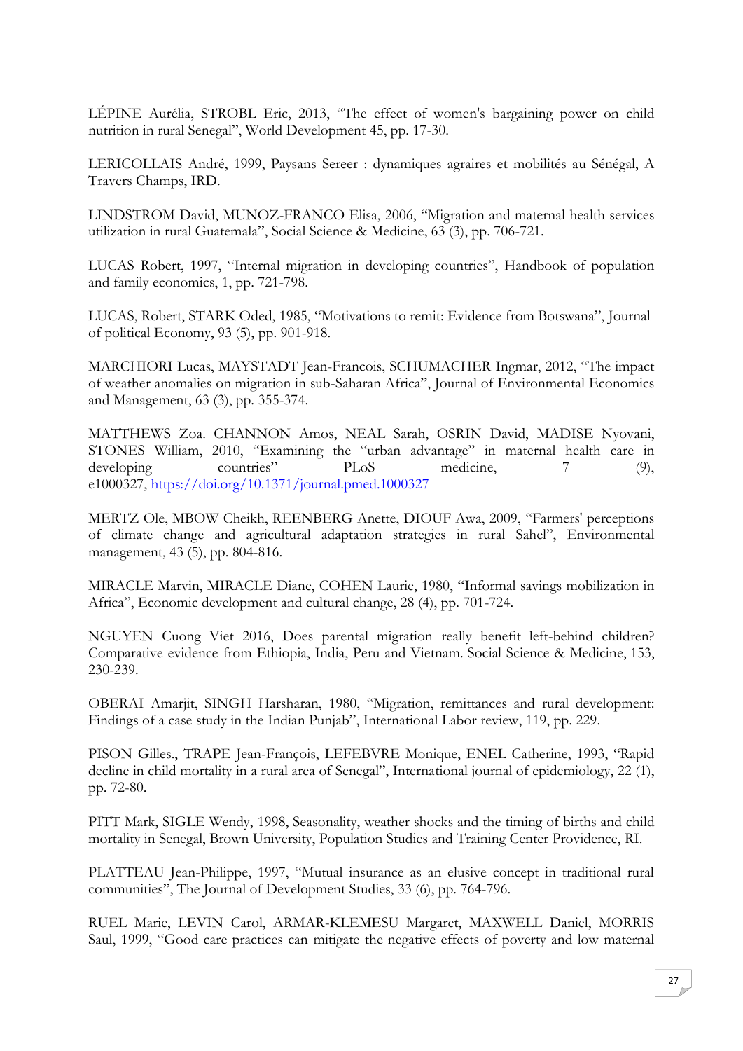LÉPINE Aurélia, STROBL Eric, 2013, "The effect of women's bargaining power on child nutrition in rural Senegal", World Development 45, pp. 17-30.

LERICOLLAIS André, 1999, Paysans Sereer : dynamiques agraires et mobilités au Sénégal, A Travers Champs, IRD.

LINDSTROM David, MUNOZ-FRANCO Elisa, 2006, "Migration and maternal health services utilization in rural Guatemala", Social Science & Medicine, 63 (3), pp. 706-721.

LUCAS Robert, 1997, "Internal migration in developing countries", Handbook of population and family economics, 1, pp. 721-798.

LUCAS, Robert, STARK Oded, 1985, "Motivations to remit: Evidence from Botswana", Journal of political Economy, 93 (5), pp. 901-918.

MARCHIORI Lucas, MAYSTADT Jean-Francois, SCHUMACHER Ingmar, 2012, "The impact of weather anomalies on migration in sub-Saharan Africa", Journal of Environmental Economics and Management, 63 (3), pp. 355-374.

MATTHEWS Zoa. CHANNON Amos, NEAL Sarah, OSRIN David, MADISE Nyovani, STONES William, 2010, "Examining the "urban advantage" in maternal health care in developing countries" PLoS medicine, 7 (9), e1000327, https://doi.org/10.1371/journal.pmed.1000327

MERTZ Ole, MBOW Cheikh, REENBERG Anette, DIOUF Awa, 2009, "Farmers' perceptions of climate change and agricultural adaptation strategies in rural Sahel", Environmental management, 43 (5), pp. 804-816.

MIRACLE Marvin, MIRACLE Diane, COHEN Laurie, 1980, "Informal savings mobilization in Africa", Economic development and cultural change, 28 (4), pp. 701-724.

NGUYEN Cuong Viet 2016, Does parental migration really benefit left-behind children? Comparative evidence from Ethiopia, India, Peru and Vietnam. Social Science & Medicine, 153, 230-239.

OBERAI Amarjit, SINGH Harsharan, 1980, "Migration, remittances and rural development: Findings of a case study in the Indian Punjab", International Labor review, 119, pp. 229.

PISON Gilles., TRAPE Jean-François, LEFEBVRE Monique, ENEL Catherine, 1993, "Rapid decline in child mortality in a rural area of Senegal", International journal of epidemiology, 22 (1), pp. 72-80.

PITT Mark, SIGLE Wendy, 1998, Seasonality, weather shocks and the timing of births and child mortality in Senegal, Brown University, Population Studies and Training Center Providence, RI.

PLATTEAU Jean-Philippe, 1997, "Mutual insurance as an elusive concept in traditional rural communities", The Journal of Development Studies, 33 (6), pp. 764-796.

RUEL Marie, LEVIN Carol, ARMAR-KLEMESU Margaret, MAXWELL Daniel, MORRIS Saul, 1999, "Good care practices can mitigate the negative effects of poverty and low maternal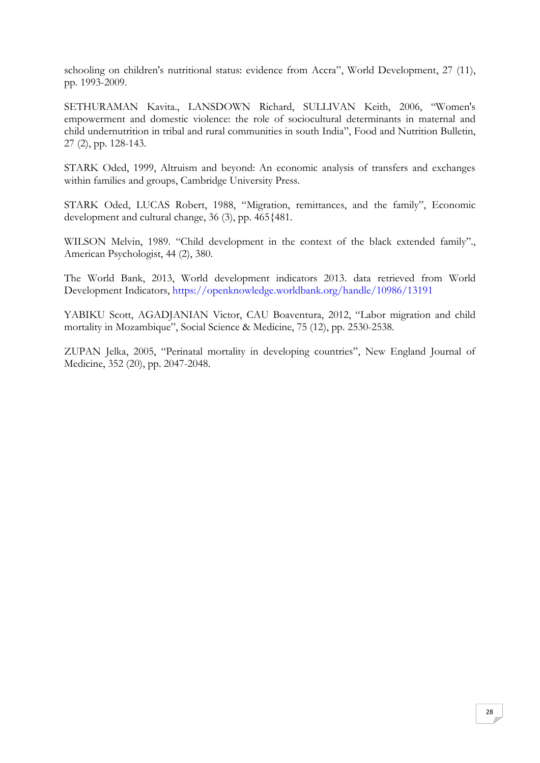schooling on children's nutritional status: evidence from Accra", World Development, 27 (11), pp. 1993-2009.

SETHURAMAN Kavita., LANSDOWN Richard, SULLIVAN Keith, 2006, "Women's empowerment and domestic violence: the role of sociocultural determinants in maternal and child undernutrition in tribal and rural communities in south India", Food and Nutrition Bulletin, 27 (2), pp. 128-143.

STARK Oded, 1999, Altruism and beyond: An economic analysis of transfers and exchanges within families and groups, Cambridge University Press.

STARK Oded, LUCAS Robert, 1988, "Migration, remittances, and the family", Economic development and cultural change, 36 (3), pp. 465{481.

WILSON Melvin, 1989. "Child development in the context of the black extended family"., American Psychologist, 44 (2), 380.

The World Bank, 2013, World development indicators 2013. data retrieved from World Development Indicators, https://openknowledge.worldbank.org/handle/10986/13191

YABIKU Scott, AGADJANIAN Victor, CAU Boaventura, 2012, "Labor migration and child mortality in Mozambique", Social Science & Medicine, 75 (12), pp. 2530-2538.

ZUPAN Jelka, 2005, "Perinatal mortality in developing countries", New England Journal of Medicine, 352 (20), pp. 2047-2048.